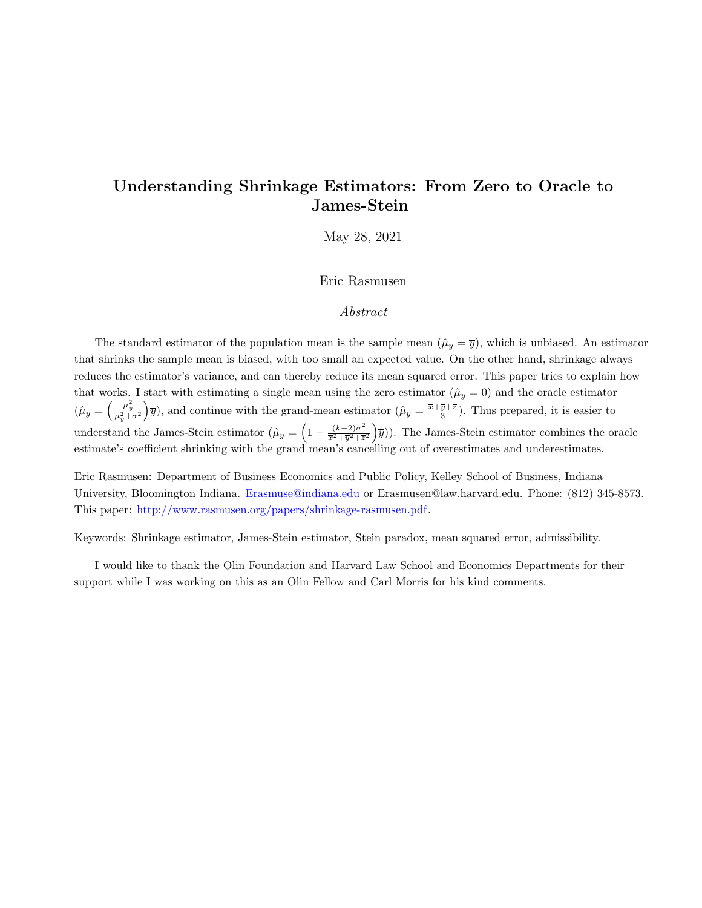# Understanding Shrinkage Estimators: From Zero to Oracle to James-Stein

May 28, 2021

Eric Rasmusen

*Abstract*

The standard estimator of the population mean is the sample mean ($\hat{\mu}_y = \overline{y}$), which is unbiased. An estimator that shrinks the sample mean is biased, with too small an expected value. On the other hand, shrinkage always reduces the estimator's variance, and can thereby reduce its mean squared error. This paper tries to explain how that works. I start with estimating a single mean using the zero estimator ($\hat{\mu}_y = 0$) and the oracle estimator ($\hat{\mu}_y = \left(\frac{\mu_y^2}{\mu_y^2+\sigma^2}\right)\overline{y}$), and continue with the grand-mean estimator ($\hat{\mu}_y = \frac{\overline{x}+\overline{y}+\overline{z}}{3}$). Thus prepared, it is easier to understand the James-Stein estimator ($\hat{\mu}_y = \left(1 - \frac{(k-2)\sigma^2}{\overline{x}^2+\overline{y}^2+\overline{z}^2}\right)\overline{y})$). The James-Stein estimator combines the oracle estimate's coefficient shrinking with the grand mean's cancelling out of overestimates and underestimates.

Eric Rasmusen: Department of Business Economics and Public Policy, Kelley School of Business, Indiana University, Bloomington Indiana. Erasmuse@indiana.edu or Erasmusen@law.harvard.edu. Phone: (812) 345-8573. This paper: http://www.rasmusen.org/papers/shrinkage-rasmusen.pdf.

Keywords: Shrinkage estimator, James-Stein estimator, Stein paradox, mean squared error, admissibility.

I would like to thank the Olin Foundation and Harvard Law School and Economics Departments for their support while I was working on this as an Olin Fellow and Carl Morris for his kind comments.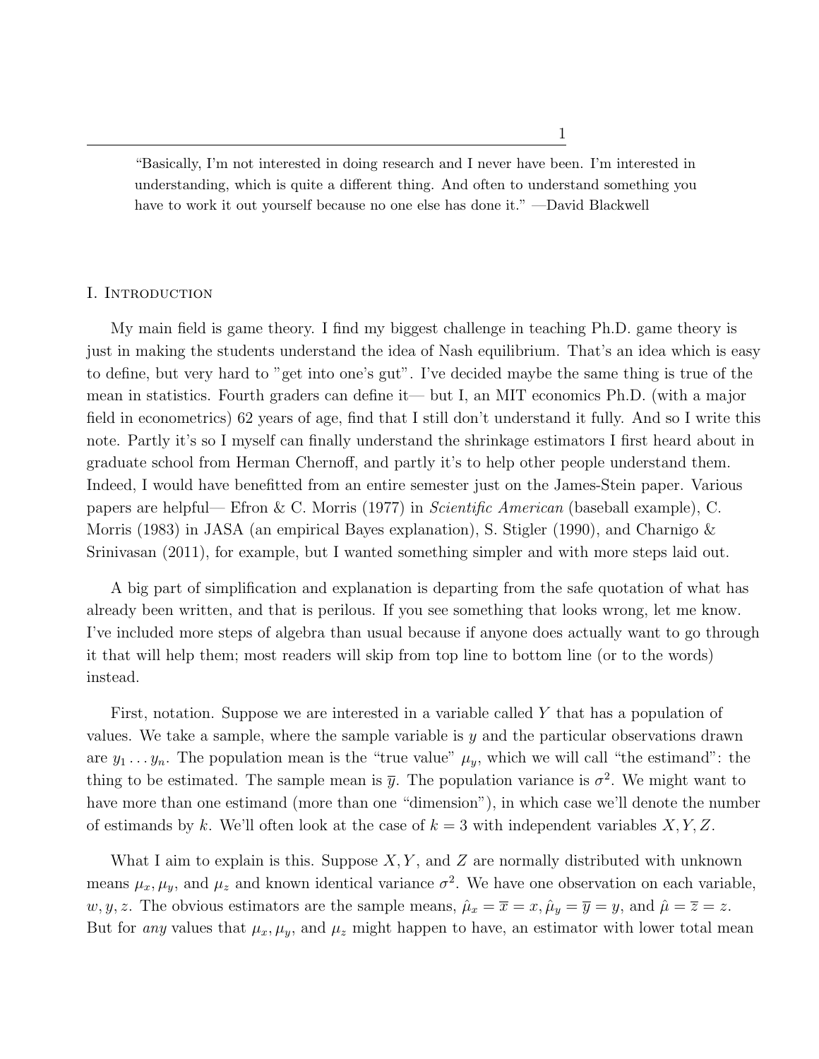"Basically, I'm not interested in doing research and I never have been. I'm interested in understanding, which is quite a different thing. And often to understand something you have to work it out yourself because no one else has done it." —David Blackwell

## I. Introduction

My main field is game theory. I find my biggest challenge in teaching Ph.D. game theory is just in making the students understand the idea of Nash equilibrium. That's an idea which is easy to define, but very hard to "get into one's gut". I've decided maybe the same thing is true of the mean in statistics. Fourth graders can define it— but I, an MIT economics Ph.D. (with a major field in econometrics) 62 years of age, find that I still don't understand it fully. And so I write this note. Partly it's so I myself can finally understand the shrinkage estimators I first heard about in graduate school from Herman Chernoff, and partly it's to help other people understand them. Indeed, I would have benefitted from an entire semester just on the James-Stein paper. Various papers are helpful— Efron & C. Morris (1977) in *Scientific American* (baseball example), C. Morris (1983) in JASA (an empirical Bayes explanation), S. Stigler (1990), and Charnigo & Srinivasan (2011), for example, but I wanted something simpler and with more steps laid out.

A big part of simplification and explanation is departing from the safe quotation of what has already been written, and that is perilous. If you see something that looks wrong, let me know. I've included more steps of algebra than usual because if anyone does actually want to go through it that will help them; most readers will skip from top line to bottom line (or to the words) instead.

First, notation. Suppose we are interested in a variable called $Y$ that has a population of values. We take a sample, where the sample variable is $y$ and the particular observations drawn are $y_1 \ldots y_n$. The population mean is the "true value" $\mu_y$, which we will call "the estimand": the thing to be estimated. The sample mean is $\overline{y}$. The population variance is $\sigma^2$. We might want to have more than one estimand (more than one "dimension"), in which case we'll denote the number of estimands by $k$. We'll often look at the case of $k = 3$ with independent variables $X, Y, Z$.

What I aim to explain is this. Suppose $X, Y$, and $Z$ are normally distributed with unknown means $\mu_x, \mu_y$, and $\mu_z$ and known identical variance $\sigma^2$. We have one observation on each variable, $w, y, z$. The obvious estimators are the sample means, $\hat{\mu}_x = \overline{x} = x$, $\hat{\mu}_y = \overline{y} = y$, and $\hat{\mu} = \overline{z} = z$. But for *any* values that $\mu_x, \mu_y$, and $\mu_z$ might happen to have, an estimator with lower total mean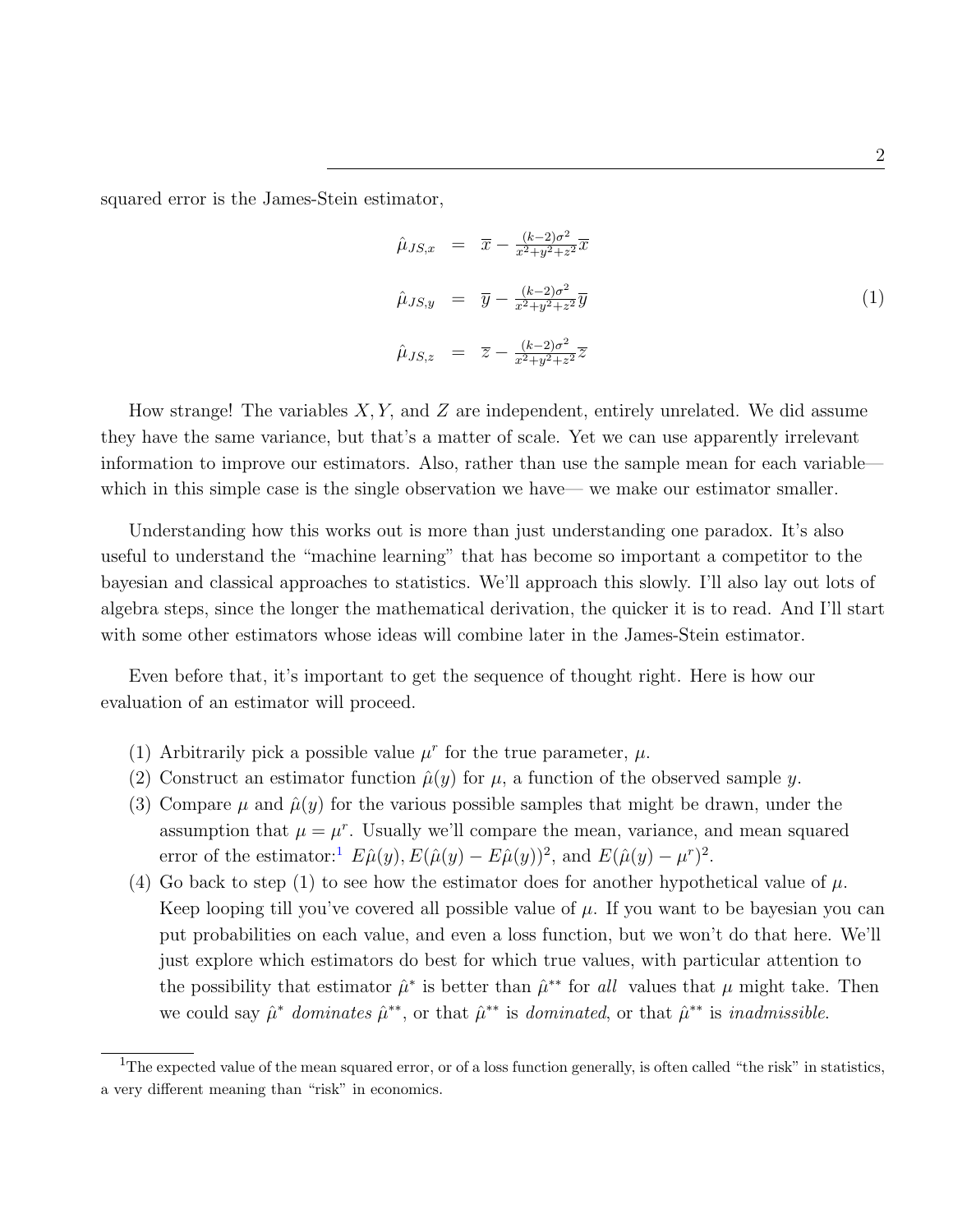squared error is the James-Stein estimator,

$$
\begin{aligned}
\hat{\mu}_{JS,x} &= \overline{x} - \tfrac{(k-2)\sigma^2}{x^2+y^2+z^2}\overline{x} \\
\hat{\mu}_{JS,y} &= \overline{y} - \tfrac{(k-2)\sigma^2}{x^2+y^2+z^2}\overline{y} \\
\hat{\mu}_{JS,z} &= \overline{z} - \tfrac{(k-2)\sigma^2}{x^2+y^2+z^2}\overline{z}
\end{aligned}
\tag{1}
$$

How strange! The variables $X, Y$, and $Z$ are independent, entirely unrelated. We did assume they have the same variance, but that's a matter of scale. Yet we can use apparently irrelevant information to improve our estimators. Also, rather than use the sample mean for each variable— which in this simple case is the single observation we have— we make our estimator smaller.

Understanding how this works out is more than just understanding one paradox. It's also useful to understand the "machine learning" that has become so important a competitor to the bayesian and classical approaches to statistics. We'll approach this slowly. I'll also lay out lots of algebra steps, since the longer the mathematical derivation, the quicker it is to read. And I'll start with some other estimators whose ideas will combine later in the James-Stein estimator.

Even before that, it's important to get the sequence of thought right. Here is how our evaluation of an estimator will proceed.

(1) Arbitrarily pick a possible value $\mu^r$ for the true parameter, $\mu$.
(2) Construct an estimator function $\hat{\mu}(y)$ for $\mu$, a function of the observed sample $y$.
(3) Compare $\mu$ and $\hat{\mu}(y)$ for the various possible samples that might be drawn, under the assumption that $\mu = \mu^r$. Usually we'll compare the mean, variance, and mean squared error of the estimator:[1] $E\hat{\mu}(y), E(\hat{\mu}(y) - E\hat{\mu}(y))^2$, and $E(\hat{\mu}(y) - \mu^r)^2$.
(4) Go back to step (1) to see how the estimator does for another hypothetical value of $\mu$. Keep looping till you've covered all possible value of $\mu$. If you want to be bayesian you can put probabilities on each value, and even a loss function, but we won't do that here. We'll just explore which estimators do best for which true values, with particular attention to the possibility that estimator $\hat{\mu}^*$ is better than $\hat{\mu}^{**}$ for *all* values that $\mu$ might take. Then we could say $\hat{\mu}^*$ *dominates* $\hat{\mu}^{**}$, or that $\hat{\mu}^{**}$ is *dominated*, or that $\hat{\mu}^{**}$ is *inadmissible*.

[1] The expected value of the mean squared error, or of a loss function generally, is often called "the risk" in statistics, a very different meaning than "risk" in economics.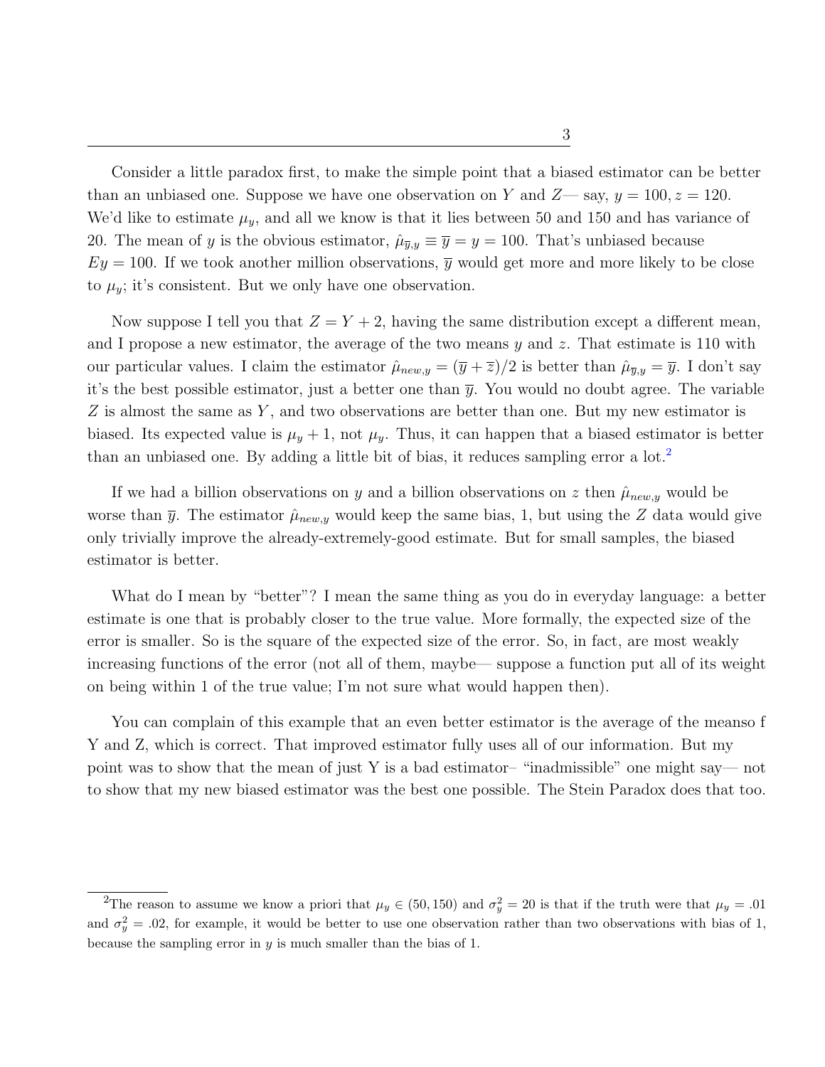Consider a little paradox first, to make the simple point that a biased estimator can be better than an unbiased one. Suppose we have one observation on $Y$ and $Z$— say, $y = 100, z = 120$. We'd like to estimate $\mu_y$, and all we know is that it lies between 50 and 150 and has variance of 20. The mean of $y$ is the obvious estimator, $\hat{\mu}_{\overline{y},y} \equiv \overline{y} = y = 100$. That's unbiased because $Ey = 100$. If we took another million observations, $\overline{y}$ would get more and more likely to be close to $\mu_y$; it's consistent. But we only have one observation.

Now suppose I tell you that $Z = Y + 2$, having the same distribution except a different mean, and I propose a new estimator, the average of the two means $y$ and $z$. That estimate is 110 with our particular values. I claim the estimator $\hat{\mu}_{new,y} = (\overline{y} + \overline{z})/2$ is better than $\hat{\mu}_{\overline{y},y} = \overline{y}$. I don't say it's the best possible estimator, just a better one than $\overline{y}$. You would no doubt agree. The variable $Z$ is almost the same as $Y$, and two observations are better than one. But my new estimator is biased. Its expected value is $\mu_y + 1$, not $\mu_y$. Thus, it can happen that a biased estimator is better than an unbiased one. By adding a little bit of bias, it reduces sampling error a lot.[2]

If we had a billion observations on $y$ and a billion observations on $z$ then $\hat{\mu}_{new,y}$ would be worse than $\overline{y}$. The estimator $\hat{\mu}_{new,y}$ would keep the same bias, 1, but using the $Z$ data would give only trivially improve the already-extremely-good estimate. But for small samples, the biased estimator is better.

What do I mean by "better"? I mean the same thing as you do in everyday language: a better estimate is one that is probably closer to the true value. More formally, the expected size of the error is smaller. So is the square of the expected size of the error. So, in fact, are most weakly increasing functions of the error (not all of them, maybe— suppose a function put all of its weight on being within 1 of the true value; I'm not sure what would happen then).

You can complain of this example that an even better estimator is the average of the meanso f Y and Z, which is correct. That improved estimator fully uses all of our information. But my point was to show that the mean of just Y is a bad estimator– "inadmissible" one might say— not to show that my new biased estimator was the best one possible. The Stein Paradox does that too.

---

[2] The reason to assume we know a priori that $\mu_y \in (50, 150)$ and $\sigma_y^2 = 20$ is that if the truth were that $\mu_y = .01$ and $\sigma_y^2 = .02$, for example, it would be better to use one observation rather than two observations with bias of 1, because the sampling error in $y$ is much smaller than the bias of 1.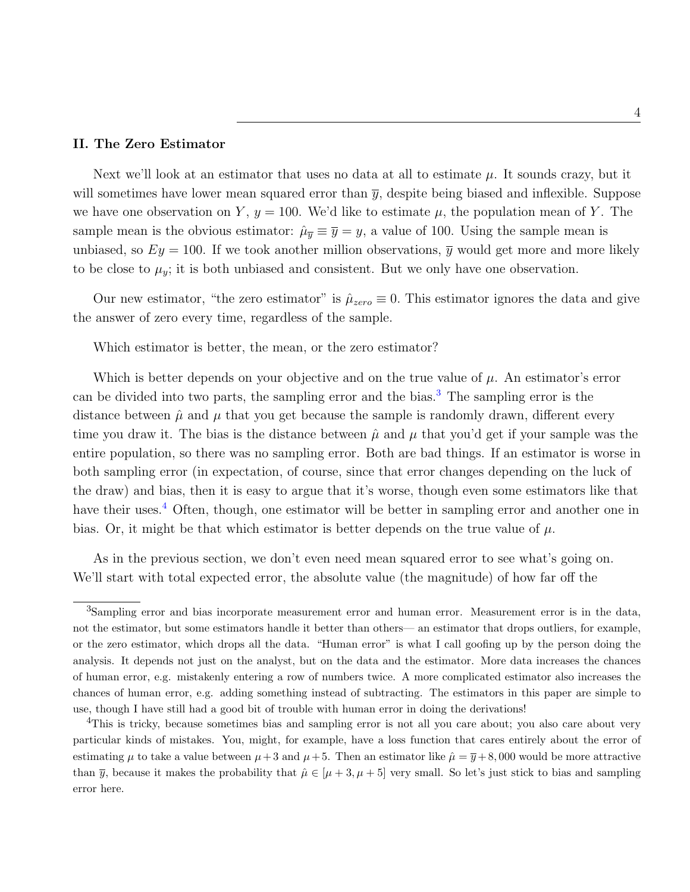## II. The Zero Estimator

Next we'll look at an estimator that uses no data at all to estimate $\mu$. It sounds crazy, but it will sometimes have lower mean squared error than $\overline{y}$, despite being biased and inflexible. Suppose we have one observation on $Y$, $y = 100$. We'd like to estimate $\mu$, the population mean of $Y$. The sample mean is the obvious estimator: $\hat{\mu}_{\overline{y}} \equiv \overline{y} = y$, a value of 100. Using the sample mean is unbiased, so $Ey = 100$. If we took another million observations, $\overline{y}$ would get more and more likely to be close to $\mu_y$; it is both unbiased and consistent. But we only have one observation.

Our new estimator, "the zero estimator" is $\hat{\mu}_{zero} \equiv 0$. This estimator ignores the data and give the answer of zero every time, regardless of the sample.

Which estimator is better, the mean, or the zero estimator?

Which is better depends on your objective and on the true value of $\mu$. An estimator's error can be divided into two parts, the sampling error and the bias.[3] The sampling error is the distance between $\hat{\mu}$ and $\mu$ that you get because the sample is randomly drawn, different every time you draw it. The bias is the distance between $\hat{\mu}$ and $\mu$ that you'd get if your sample was the entire population, so there was no sampling error. Both are bad things. If an estimator is worse in both sampling error (in expectation, of course, since that error changes depending on the luck of the draw) and bias, then it is easy to argue that it's worse, though even some estimators like that have their uses.[4] Often, though, one estimator will be better in sampling error and another one in bias. Or, it might be that which estimator is better depends on the true value of $\mu$.

As in the previous section, we don't even need mean squared error to see what's going on. We'll start with total expected error, the absolute value (the magnitude) of how far off the

[3] Sampling error and bias incorporate measurement error and human error. Measurement error is in the data, not the estimator, but some estimators handle it better than others— an estimator that drops outliers, for example, or the zero estimator, which drops all the data. "Human error" is what I call goofing up by the person doing the analysis. It depends not just on the analyst, but on the data and the estimator. More data increases the chances of human error, e.g. mistakenly entering a row of numbers twice. A more complicated estimator also increases the chances of human error, e.g. adding something instead of subtracting. The estimators in this paper are simple to use, though I have still had a good bit of trouble with human error in doing the derivations!

[4] This is tricky, because sometimes bias and sampling error is not all you care about; you also care about very particular kinds of mistakes. You, might, for example, have a loss function that cares entirely about the error of estimating $\mu$ to take a value between $\mu + 3$ and $\mu + 5$. Then an estimator like $\hat{\mu} = \overline{y} + 8,000$ would be more attractive than $\overline{y}$, because it makes the probability that $\hat{\mu} \in [\mu + 3, \mu + 5]$ very small. So let's just stick to bias and sampling error here.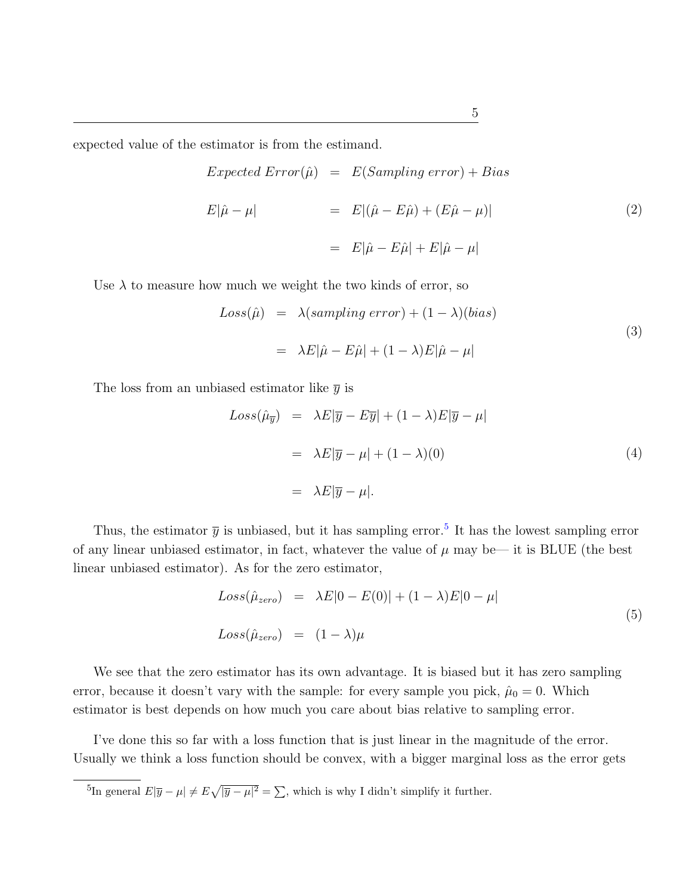expected value of the estimator is from the estimand.

$$
\begin{aligned}
Expected\ Error(\hat{\mu}) &= E(Sampling\ error) + Bias \\
E|\hat{\mu} - \mu| &= E|(\hat{\mu} - E\hat{\mu}) + (E\hat{\mu} - \mu)| \\
&= E|\hat{\mu} - E\hat{\mu}| + E|\hat{\mu} - \mu|
\end{aligned}
\tag{2}
$$

Use $\lambda$ to measure how much we weight the two kinds of error, so

$$
\begin{aligned}
Loss(\hat{\mu}) &= \lambda(sampling\ error) + (1-\lambda)(bias) \\
&= \lambda E|\hat{\mu} - E\hat{\mu}| + (1-\lambda)E|\hat{\mu} - \mu|
\end{aligned}
\tag{3}
$$

The loss from an unbiased estimator like $\overline{y}$ is

$$
\begin{aligned}
Loss(\hat{\mu}_{\overline{y}}) &= \lambda E|\overline{y} - E\overline{y}| + (1-\lambda)E|\overline{y} - \mu| \\
&= \lambda E|\overline{y} - \mu| + (1-\lambda)(0) \\
&= \lambda E|\overline{y} - \mu|.
\end{aligned}
\tag{4}
$$

Thus, the estimator $\overline{y}$ is unbiased, but it has sampling error.[5] It has the lowest sampling error of any linear unbiased estimator, in fact, whatever the value of $\mu$ may be— it is BLUE (the best linear unbiased estimator). As for the zero estimator,

$$
\begin{aligned}
Loss(\hat{\mu}_{zero}) &= \lambda E|0 - E(0)| + (1-\lambda)E|0 - \mu| \\
Loss(\hat{\mu}_{zero}) &= (1-\lambda)\mu
\end{aligned}
\tag{5}
$$

We see that the zero estimator has its own advantage. It is biased but it has zero sampling error, because it doesn't vary with the sample: for every sample you pick, $\hat{\mu}_0 = 0$. Which estimator is best depends on how much you care about bias relative to sampling error.

I've done this so far with a loss function that is just linear in the magnitude of the error. Usually we think a loss function should be convex, with a bigger marginal loss as the error gets

[5] In general $E|\overline{y} - \mu| \neq E\sqrt{|\overline{y} - \mu|^2} = \sum$, which is why I didn't simplify it further.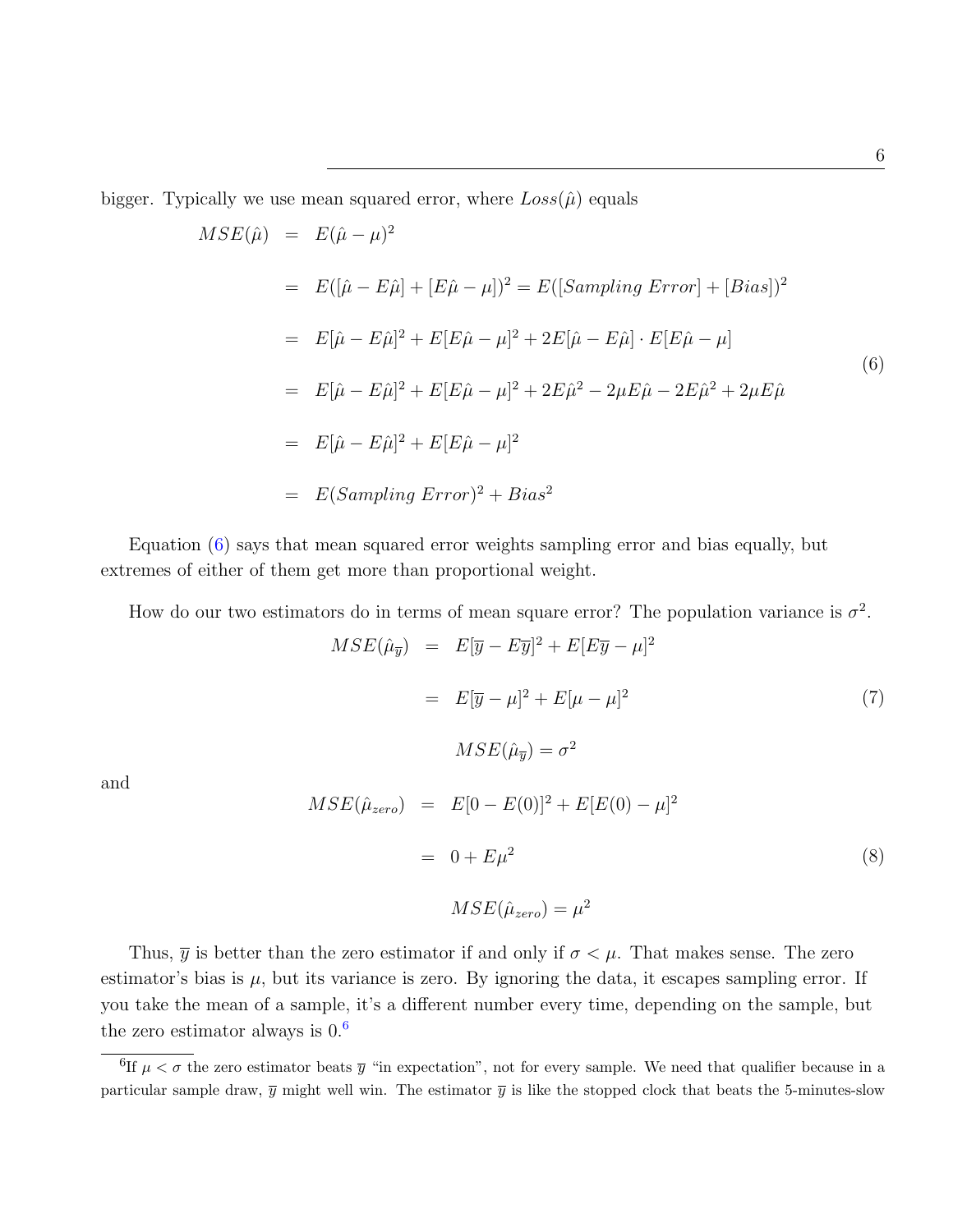bigger. Typically we use mean squared error, where $Loss(\hat{\mu})$ equals

$$
\begin{aligned}
MSE(\hat{\mu}) &= E(\hat{\mu} - \mu)^2 \\
&= E([\hat{\mu} - E\hat{\mu}] + [E\hat{\mu} - \mu])^2 = E([Sampling\ Error] + [Bias])^2 \\
&= E[\hat{\mu} - E\hat{\mu}]^2 + E[E\hat{\mu} - \mu]^2 + 2E[\hat{\mu} - E\hat{\mu}] \cdot E[E\hat{\mu} - \mu] \\
&= E[\hat{\mu} - E\hat{\mu}]^2 + E[E\hat{\mu} - \mu]^2 + 2E\hat{\mu}^2 - 2\mu E\hat{\mu} - 2E\hat{\mu}^2 + 2\mu E\hat{\mu} \\
&= E[\hat{\mu} - E\hat{\mu}]^2 + E[E\hat{\mu} - \mu]^2 \\
&= E(Sampling\ Error)^2 + Bias^2
\end{aligned} \tag{6}
$$

Equation (6) says that mean squared error weights sampling error and bias equally, but extremes of either of them get more than proportional weight.

How do our two estimators do in terms of mean square error? The population variance is $\sigma^2$.

$$
\begin{aligned}
MSE(\hat{\mu}_{\overline{y}}) &= E[\overline{y} - E\overline{y}]^2 + E[E\overline{y} - \mu]^2 \\
&= E[\overline{y} - \mu]^2 + E[\mu - \mu]^2 \\
MSE(\hat{\mu}_{\overline{y}}) &= \sigma^2
\end{aligned} \tag{7}
$$

and

$$
\begin{aligned}
MSE(\hat{\mu}_{zero}) &= E[0 - E(0)]^2 + E[E(0) - \mu]^2 \\
&= 0 + E\mu^2 \\
MSE(\hat{\mu}_{zero}) &= \mu^2
\end{aligned} \tag{8}
$$

Thus, $\overline{y}$ is better than the zero estimator if and only if $\sigma < \mu$. That makes sense. The zero estimator's bias is $\mu$, but its variance is zero. By ignoring the data, it escapes sampling error. If you take the mean of a sample, it's a different number every time, depending on the sample, but the zero estimator always is 0.[6]

[6] If $\mu < \sigma$ the zero estimator beats $\overline{y}$ "in expectation", not for every sample. We need that qualifier because in a particular sample draw, $\overline{y}$ might well win. The estimator $\overline{y}$ is like the stopped clock that beats the 5-minutes-slow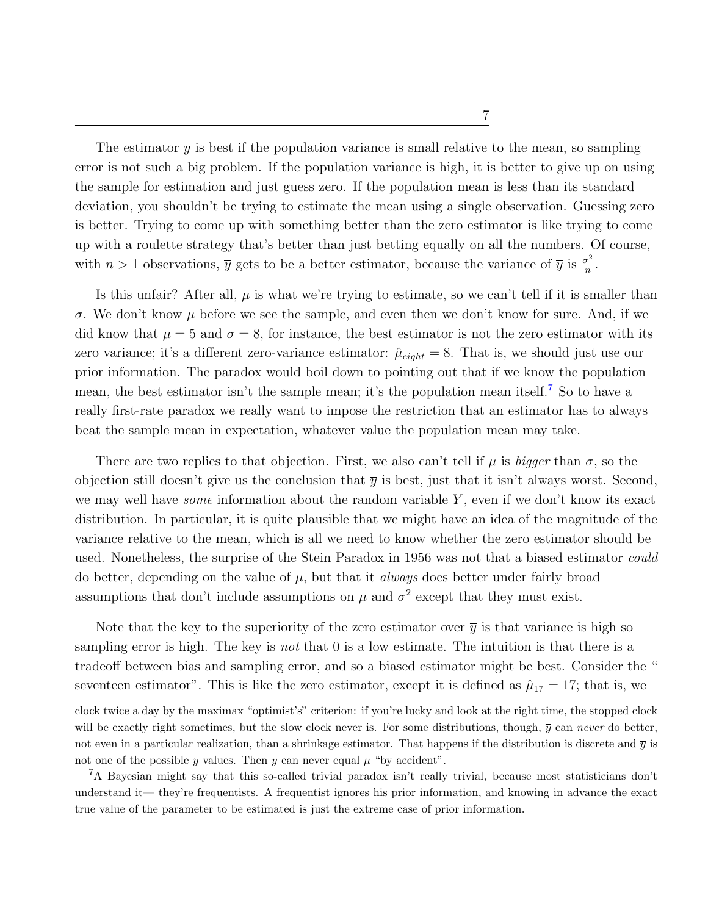The estimator $\overline{y}$ is best if the population variance is small relative to the mean, so sampling error is not such a big problem. If the population variance is high, it is better to give up on using the sample for estimation and just guess zero. If the population mean is less than its standard deviation, you shouldn't be trying to estimate the mean using a single observation. Guessing zero is better. Trying to come up with something better than the zero estimator is like trying to come up with a roulette strategy that's better than just betting equally on all the numbers. Of course, with $n > 1$ observations, $\overline{y}$ gets to be a better estimator, because the variance of $\overline{y}$ is $\frac{\sigma^2}{n}$.

Is this unfair? After all, $\mu$ is what we're trying to estimate, so we can't tell if it is smaller than $\sigma$. We don't know $\mu$ before we see the sample, and even then we don't know for sure. And, if we did know that $\mu = 5$ and $\sigma = 8$, for instance, the best estimator is not the zero estimator with its zero variance; it's a different zero-variance estimator: $\hat{\mu}_{eight} = 8$. That is, we should just use our prior information. The paradox would boil down to pointing out that if we know the population mean, the best estimator isn't the sample mean; it's the population mean itself.[7] So to have a really first-rate paradox we really want to impose the restriction that an estimator has to always beat the sample mean in expectation, whatever value the population mean may take.

There are two replies to that objection. First, we also can't tell if $\mu$ is *bigger* than $\sigma$, so the objection still doesn't give us the conclusion that $\overline{y}$ is best, just that it isn't always worst. Second, we may well have *some* information about the random variable $Y$, even if we don't know its exact distribution. In particular, it is quite plausible that we might have an idea of the magnitude of the variance relative to the mean, which is all we need to know whether the zero estimator should be used. Nonetheless, the surprise of the Stein Paradox in 1956 was not that a biased estimator *could* do better, depending on the value of $\mu$, but that it *always* does better under fairly broad assumptions that don't include assumptions on $\mu$ and $\sigma^2$ except that they must exist.

Note that the key to the superiority of the zero estimator over $\overline{y}$ is that variance is high so sampling error is high. The key is *not* that 0 is a low estimate. The intuition is that there is a tradeoff between bias and sampling error, and so a biased estimator might be best. Consider the " seventeen estimator". This is like the zero estimator, except it is defined as $\hat{\mu}_{17} = 17$; that is, we

---

clock twice a day by the maximax "optimist's" criterion: if you're lucky and look at the right time, the stopped clock will be exactly right sometimes, but the slow clock never is. For some distributions, though, $\overline{y}$ can *never* do better, not even in a particular realization, than a shrinkage estimator. That happens if the distribution is discrete and $\overline{y}$ is not one of the possible $y$ values. Then $\overline{y}$ can never equal $\mu$ "by accident".

[7] A Bayesian might say that this so-called trivial paradox isn't really trivial, because most statisticians don't understand it— they're frequentists. A frequentist ignores his prior information, and knowing in advance the exact true value of the parameter to be estimated is just the extreme case of prior information.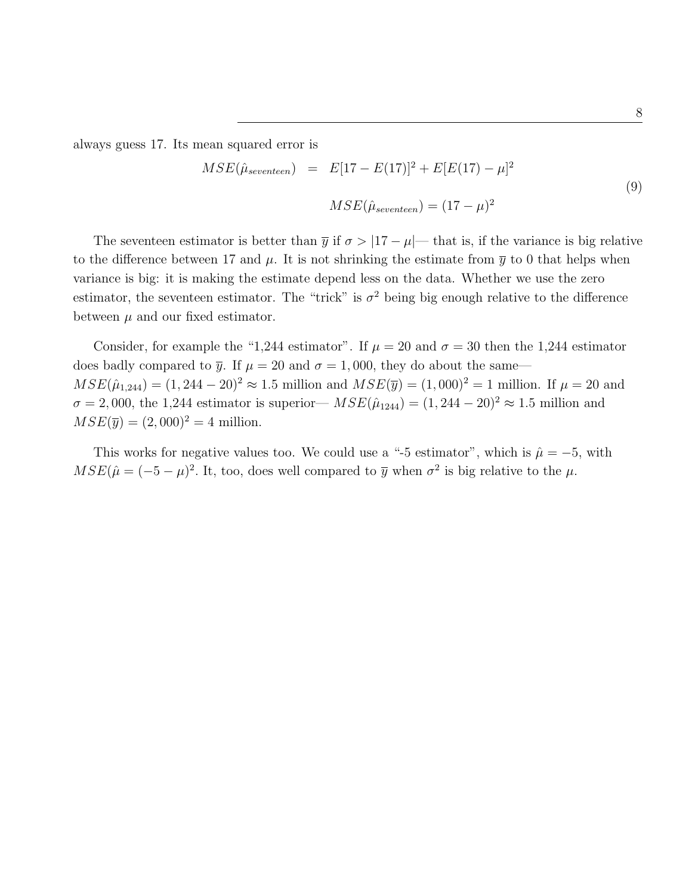always guess 17. Its mean squared error is

$$
\begin{aligned}
MSE(\hat{\mu}_{seventeen}) &= E[17 - E(17)]^2 + E[E(17) - \mu]^2 \\
MSE(\hat{\mu}_{seventeen}) &= (17 - \mu)^2
\end{aligned}
\tag{9}
$$

The seventeen estimator is better than $\overline{y}$ if $\sigma > |17 - \mu|$— that is, if the variance is big relative to the difference between 17 and $\mu$. It is not shrinking the estimate from $\overline{y}$ to 0 that helps when variance is big: it is making the estimate depend less on the data. Whether we use the zero estimator, the seventeen estimator. The "trick" is $\sigma^2$ being big enough relative to the difference between $\mu$ and our fixed estimator.

Consider, for example the "1,244 estimator". If $\mu = 20$ and $\sigma = 30$ then the 1,244 estimator does badly compared to $\overline{y}$. If $\mu = 20$ and $\sigma = 1,000$, they do about the same— $MSE(\hat{\mu}_{1,244}) = (1,244 - 20)^2 \approx 1.5$ million and $MSE(\overline{y}) = (1,000)^2 = 1$ million. If $\mu = 20$ and $\sigma = 2,000$, the 1,244 estimator is superior— $MSE(\hat{\mu}_{1244}) = (1,244 - 20)^2 \approx 1.5$ million and $MSE(\overline{y}) = (2,000)^2 = 4$ million.

This works for negative values too. We could use a "-5 estimator", which is $\hat{\mu} = -5$, with $MSE(\hat{\mu} = (-5 - \mu)^2$. It, too, does well compared to $\overline{y}$ when $\sigma^2$ is big relative to the $\mu$.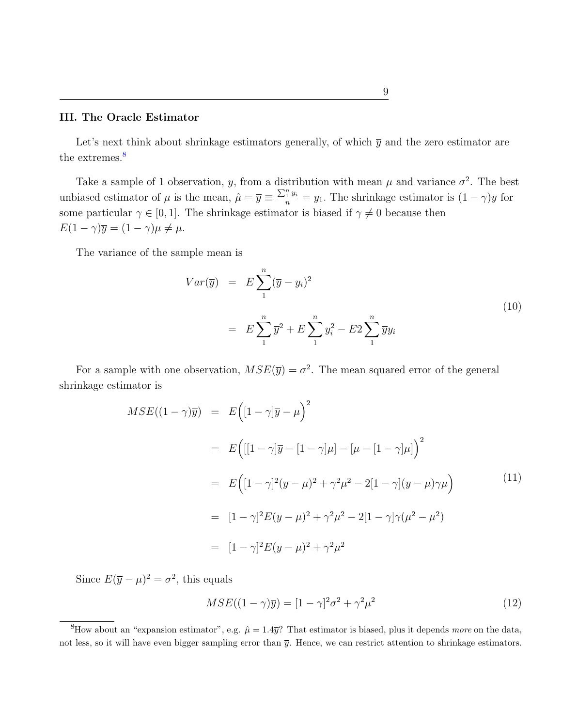### III. The Oracle Estimator

Let's next think about shrinkage estimators generally, of which $\overline{y}$ and the zero estimator are the extremes.[8]

Take a sample of 1 observation, $y$, from a distribution with mean $\mu$ and variance $\sigma^2$. The best unbiased estimator of $\mu$ is the mean, $\hat{\mu} = \overline{y} \equiv \frac{\sum_1^n y_i}{n} = y_1$. The shrinkage estimator is $(1-\gamma)y$ for some particular $\gamma \in [0, 1]$. The shrinkage estimator is biased if $\gamma \neq 0$ because then $E(1-\gamma)\overline{y} = (1-\gamma)\mu \neq \mu$.

The variance of the sample mean is

$$
\begin{aligned}
Var(\overline{y}) &= E\sum_1^n (\overline{y} - y_i)^2 \\
&= E\sum_1^n \overline{y}^2 + E\sum_1^n y_i^2 - E2\sum_1^n \overline{y}y_i
\end{aligned}
\tag{10}
$$

For a sample with one observation, $MSE(\overline{y}) = \sigma^2$. The mean squared error of the general shrinkage estimator is

$$
\begin{aligned}
MSE((1-\gamma)\overline{y}) &= E\Big([1-\gamma]\overline{y} - \mu\Big)^2 \\
&= E\Big([[1-\gamma]\overline{y} - [1-\gamma]\mu] - [\mu - [1-\gamma]\mu]\Big)^2 \\
&= E\Big([1-\gamma]^2(\overline{y}-\mu)^2 + \gamma^2\mu^2 - 2[1-\gamma](\overline{y}-\mu)\gamma\mu\Big) \\
&= [1-\gamma]^2 E(\overline{y}-\mu)^2 + \gamma^2\mu^2 - 2[1-\gamma]\gamma(\mu^2 - \mu^2) \\
&= [1-\gamma]^2 E(\overline{y}-\mu)^2 + \gamma^2\mu^2
\end{aligned}
\tag{11}
$$

Since $E(\overline{y}-\mu)^2 = \sigma^2$, this equals

$$
MSE((1-\gamma)\overline{y}) = [1-\gamma]^2\sigma^2 + \gamma^2\mu^2 \tag{12}
$$

[8] How about an "expansion estimator", e.g. $\hat{\mu} = 1.4\overline{y}$? That estimator is biased, plus it depends *more* on the data, not less, so it will have even bigger sampling error than $\overline{y}$. Hence, we can restrict attention to shrinkage estimators.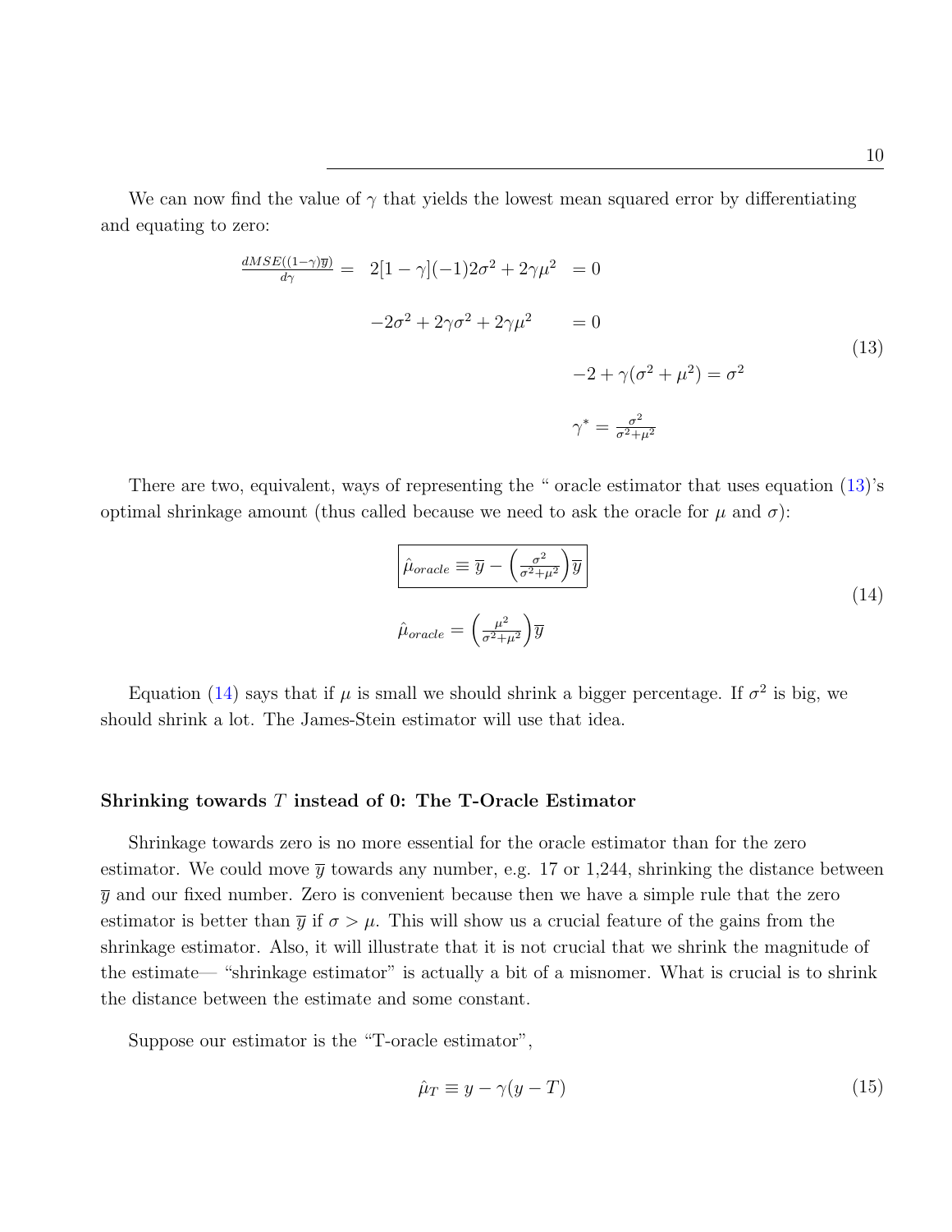We can now find the value of $\gamma$ that yields the lowest mean squared error by differentiating and equating to zero:

$$
\begin{aligned}
\frac{dMSE((1-\gamma)\overline{y})}{d\gamma} = \quad & 2[1-\gamma](-1)2\sigma^2 + 2\gamma\mu^2 & = 0 \\
& -2\sigma^2 + 2\gamma\sigma^2 + 2\gamma\mu^2 & = 0 \\
& & -2 + \gamma(\sigma^2 + \mu^2) = \sigma^2 \\
& & \gamma^* = \frac{\sigma^2}{\sigma^2 + \mu^2}
\end{aligned}
\tag{13}
$$

There are two, equivalent, ways of representing the " oracle estimator that uses equation (13)'s optimal shrinkage amount (thus called because we need to ask the oracle for $\mu$ and $\sigma$):

$$
\boxed{\hat{\mu}_{oracle} \equiv \overline{y} - \left(\frac{\sigma^2}{\sigma^2+\mu^2}\right)\overline{y}}
$$

$$
\hat{\mu}_{oracle} = \left(\frac{\mu^2}{\sigma^2+\mu^2}\right)\overline{y}
\tag{14}
$$

Equation (14) says that if $\mu$ is small we should shrink a bigger percentage. If $\sigma^2$ is big, we should shrink a lot. The James-Stein estimator will use that idea.

**Shrinking towards $T$ instead of 0: The T-Oracle Estimator**

Shrinkage towards zero is no more essential for the oracle estimator than for the zero estimator. We could move $\overline{y}$ towards any number, e.g. 17 or 1,244, shrinking the distance between $\overline{y}$ and our fixed number. Zero is convenient because then we have a simple rule that the zero estimator is better than $\overline{y}$ if $\sigma > \mu$. This will show us a crucial feature of the gains from the shrinkage estimator. Also, it will illustrate that it is not crucial that we shrink the magnitude of the estimate— "shrinkage estimator" is actually a bit of a misnomer. What is crucial is to shrink the distance between the estimate and some constant.

Suppose our estimator is the "T-oracle estimator",

$$
\hat{\mu}_T \equiv y - \gamma(y - T)
\tag{15}
$$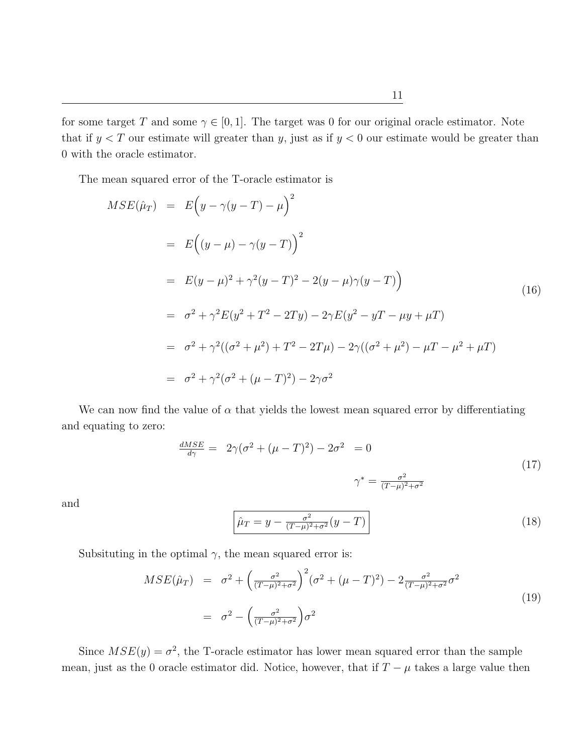for some target $T$ and some $\gamma \in [0, 1]$. The target was 0 for our original oracle estimator. Note that if $y < T$ our estimate will greater than $y$, just as if $y < 0$ our estimate would be greater than 0 with the oracle estimator.

The mean squared error of the T-oracle estimator is

$$
\begin{aligned}
MSE(\hat{\mu}_T) &= E\Big(y - \gamma(y - T) - \mu\Big)^2 \\
&= E\Big((y - \mu) - \gamma(y - T)\Big)^2 \\
&= E(y - \mu)^2 + \gamma^2(y - T)^2 - 2(y - \mu)\gamma(y - T)\Big) \\
&= \sigma^2 + \gamma^2 E(y^2 + T^2 - 2Ty) - 2\gamma E(y^2 - yT - \mu y + \mu T) \\
&= \sigma^2 + \gamma^2((\sigma^2 + \mu^2) + T^2 - 2T\mu) - 2\gamma((\sigma^2 + \mu^2) - \mu T - \mu^2 + \mu T) \\
&= \sigma^2 + \gamma^2(\sigma^2 + (\mu - T)^2) - 2\gamma\sigma^2
\end{aligned} \tag{16}
$$

We can now find the value of $\alpha$ that yields the lowest mean squared error by differentiating and equating to zero:

$$
\begin{aligned}
\frac{dMSE}{d\gamma} = \quad 2\gamma(\sigma^2 + (\mu - T)^2) - 2\sigma^2 \quad = 0 \\
\gamma^* = \frac{\sigma^2}{(T-\mu)^2 + \sigma^2}
\end{aligned} \tag{17}
$$

and

$$
\boxed{\hat{\mu}_T = y - \frac{\sigma^2}{(T-\mu)^2 + \sigma^2}(y - T)} \tag{18}
$$

Subsituting in the optimal $\gamma$, the mean squared error is:

$$
\begin{aligned}
MSE(\hat{\mu}_T) &= \sigma^2 + \left(\frac{\sigma^2}{(T-\mu)^2 + \sigma^2}\right)^2(\sigma^2 + (\mu - T)^2) - 2\frac{\sigma^2}{(T-\mu)^2 + \sigma^2}\sigma^2 \\
&= \sigma^2 - \left(\frac{\sigma^2}{(T-\mu)^2 + \sigma^2}\right)\sigma^2
\end{aligned} \tag{19}
$$

Since $MSE(y) = \sigma^2$, the T-oracle estimator has lower mean squared error than the sample mean, just as the 0 oracle estimator did. Notice, however, that if $T - \mu$ takes a large value then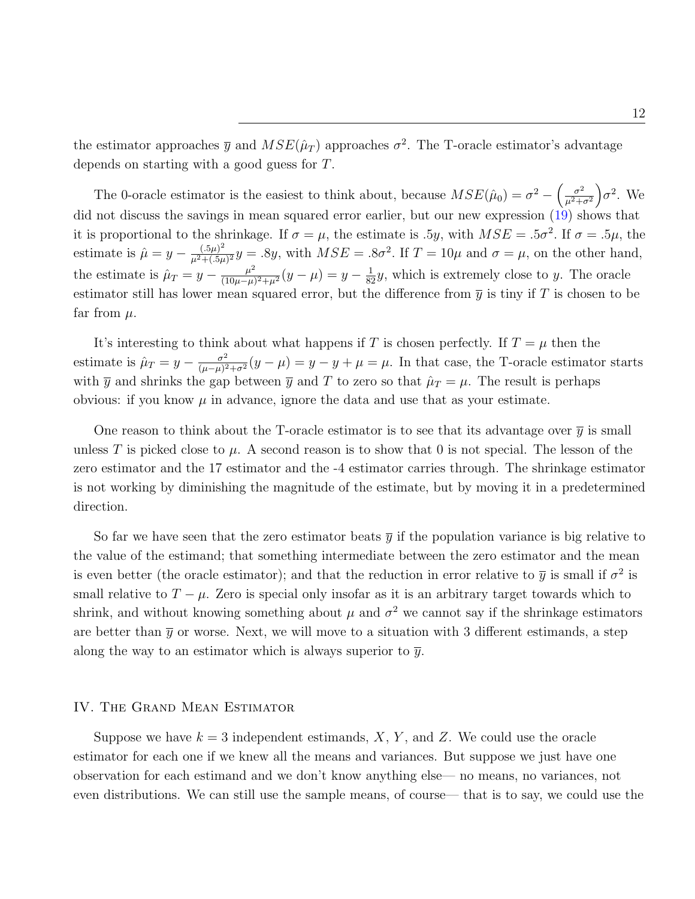the estimator approaches $\overline{y}$ and $MSE(\hat{\mu}_T)$ approaches $\sigma^2$. The T-oracle estimator's advantage depends on starting with a good guess for $T$.

The 0-oracle estimator is the easiest to think about, because $MSE(\hat{\mu}_0) = \sigma^2 - \left(\frac{\sigma^2}{\mu^2+\sigma^2}\right)\sigma^2$. We did not discuss the savings in mean squared error earlier, but our new expression (19) shows that it is proportional to the shrinkage. If $\sigma = \mu$, the estimate is $.5y$, with $MSE = .5\sigma^2$. If $\sigma = .5\mu$, the estimate is $\hat{\mu} = y - \frac{(.5\mu)^2}{\mu^2+(.5\mu)^2}y = .8y$, with $MSE = .8\sigma^2$. If $T = 10\mu$ and $\sigma = \mu$, on the other hand, the estimate is $\hat{\mu}_T = y - \frac{\mu^2}{(10\mu-\mu)^2+\mu^2}(y - \mu) = y - \frac{1}{82}y$, which is extremely close to $y$. The oracle estimator still has lower mean squared error, but the difference from $\overline{y}$ is tiny if $T$ is chosen to be far from $\mu$.

It's interesting to think about what happens if $T$ is chosen perfectly. If $T = \mu$ then the estimate is $\hat{\mu}_T = y - \frac{\sigma^2}{(\mu-\mu)^2+\sigma^2}(y - \mu) = y - y + \mu = \mu$. In that case, the T-oracle estimator starts with $\overline{y}$ and shrinks the gap between $\overline{y}$ and $T$ to zero so that $\hat{\mu}_T = \mu$. The result is perhaps obvious: if you know $\mu$ in advance, ignore the data and use that as your estimate.

One reason to think about the T-oracle estimator is to see that its advantage over $\overline{y}$ is small unless $T$ is picked close to $\mu$. A second reason is to show that 0 is not special. The lesson of the zero estimator and the 17 estimator and the -4 estimator carries through. The shrinkage estimator is not working by diminishing the magnitude of the estimate, but by moving it in a predetermined direction.

So far we have seen that the zero estimator beats $\overline{y}$ if the population variance is big relative to the value of the estimand; that something intermediate between the zero estimator and the mean is even better (the oracle estimator); and that the reduction in error relative to $\overline{y}$ is small if $\sigma^2$ is small relative to $T - \mu$. Zero is special only insofar as it is an arbitrary target towards which to shrink, and without knowing something about $\mu$ and $\sigma^2$ we cannot say if the shrinkage estimators are better than $\overline{y}$ or worse. Next, we will move to a situation with 3 different estimands, a step along the way to an estimator which is always superior to $\overline{y}$.

## IV. The Grand Mean Estimator

Suppose we have $k = 3$ independent estimands, $X$, $Y$, and $Z$. We could use the oracle estimator for each one if we knew all the means and variances. But suppose we just have one observation for each estimand and we don't know anything else— no means, no variances, not even distributions. We can still use the sample means, of course— that is to say, we could use the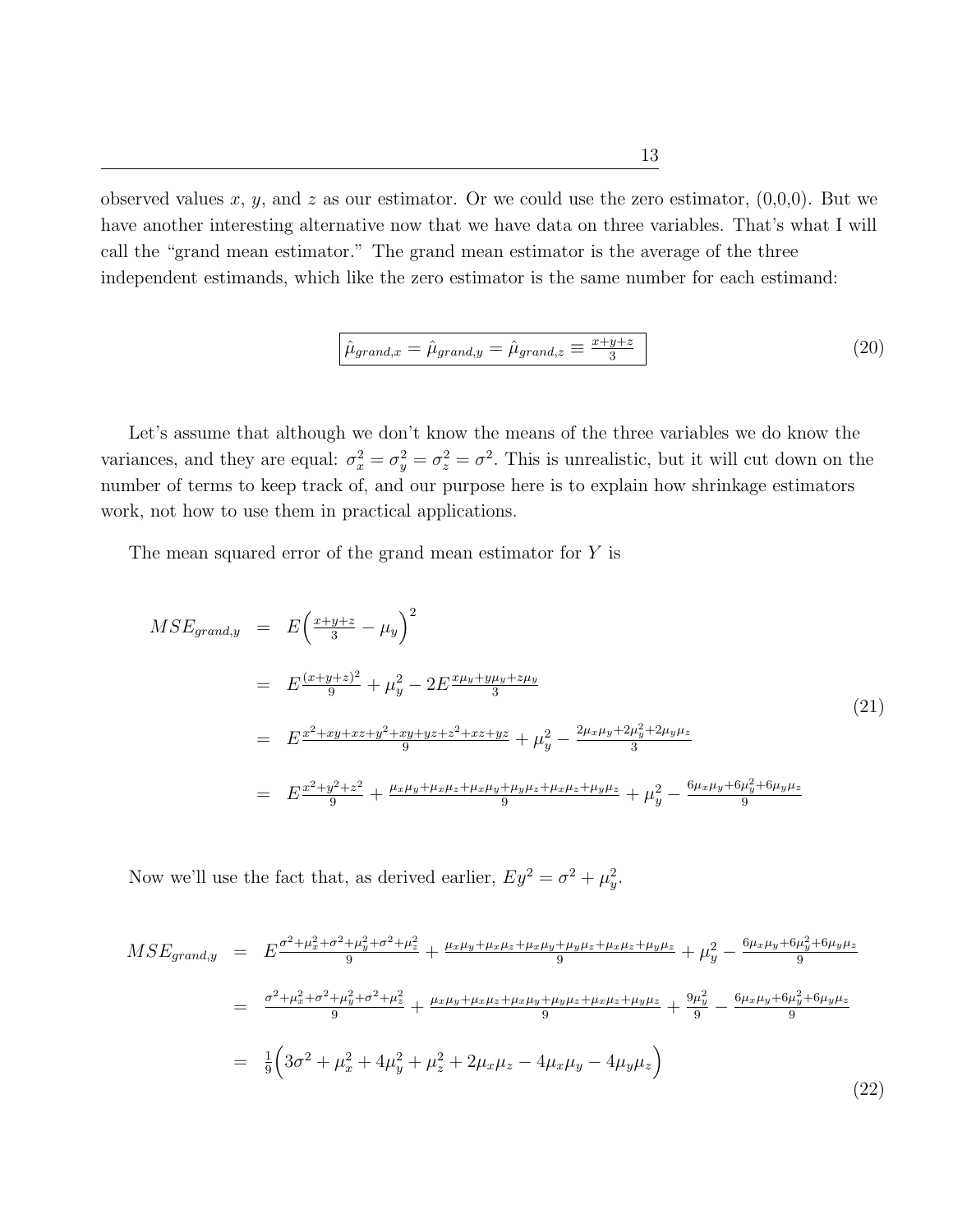observed values $x$, $y$, and $z$ as our estimator. Or we could use the zero estimator, (0,0,0). But we have another interesting alternative now that we have data on three variables. That's what I will call the "grand mean estimator." The grand mean estimator is the average of the three independent estimands, which like the zero estimator is the same number for each estimand:

$$
\boxed{\hat{\mu}_{grand,x} = \hat{\mu}_{grand,y} = \hat{\mu}_{grand,z} \equiv \frac{x+y+z}{3}} \tag{20}
$$

Let's assume that although we don't know the means of the three variables we do know the variances, and they are equal: $\sigma_x^2 = \sigma_y^2 = \sigma_z^2 = \sigma^2$. This is unrealistic, but it will cut down on the number of terms to keep track of, and our purpose here is to explain how shrinkage estimators work, not how to use them in practical applications.

The mean squared error of the grand mean estimator for $Y$ is

$$
\begin{aligned}
MSE_{grand,y} &= E\Big(\frac{x+y+z}{3} - \mu_y\Big)^2 \\
&= E\frac{(x+y+z)^2}{9} + \mu_y^2 - 2E\frac{x\mu_y + y\mu_y + z\mu_y}{3} \\
&= E\frac{x^2+xy+xz+y^2+xy+yz+z^2+xz+yz}{9} + \mu_y^2 - \frac{2\mu_x\mu_y + 2\mu_y^2 + 2\mu_y\mu_z}{3} \\
&= E\frac{x^2+y^2+z^2}{9} + \frac{\mu_x\mu_y+\mu_x\mu_z+\mu_x\mu_y+\mu_y\mu_z+\mu_x\mu_z+\mu_y\mu_z}{9} + \mu_y^2 - \frac{6\mu_x\mu_y + 6\mu_y^2 + 6\mu_y\mu_z}{9}
\end{aligned} \tag{21}
$$

Now we'll use the fact that, as derived earlier, $Ey^2 = \sigma^2 + \mu_y^2$.

$$
\begin{aligned}
MSE_{grand,y} &= E\frac{\sigma^2+\mu_x^2+\sigma^2+\mu_y^2+\sigma^2+\mu_z^2}{9} + \frac{\mu_x\mu_y+\mu_x\mu_z+\mu_x\mu_y+\mu_y\mu_z+\mu_x\mu_z+\mu_y\mu_z}{9} + \mu_y^2 - \frac{6\mu_x\mu_y+6\mu_y^2+6\mu_y\mu_z}{9} \\
&= \frac{\sigma^2+\mu_x^2+\sigma^2+\mu_y^2+\sigma^2+\mu_z^2}{9} + \frac{\mu_x\mu_y+\mu_x\mu_z+\mu_x\mu_y+\mu_y\mu_z+\mu_x\mu_z+\mu_y\mu_z}{9} + \frac{9\mu_y^2}{9} - \frac{6\mu_x\mu_y+6\mu_y^2+6\mu_y\mu_z}{9} \\
&= \frac{1}{9}\Big(3\sigma^2 + \mu_x^2 + 4\mu_y^2 + \mu_z^2 + 2\mu_x\mu_z - 4\mu_x\mu_y - 4\mu_y\mu_z\Big)
\end{aligned} \tag{22}
$$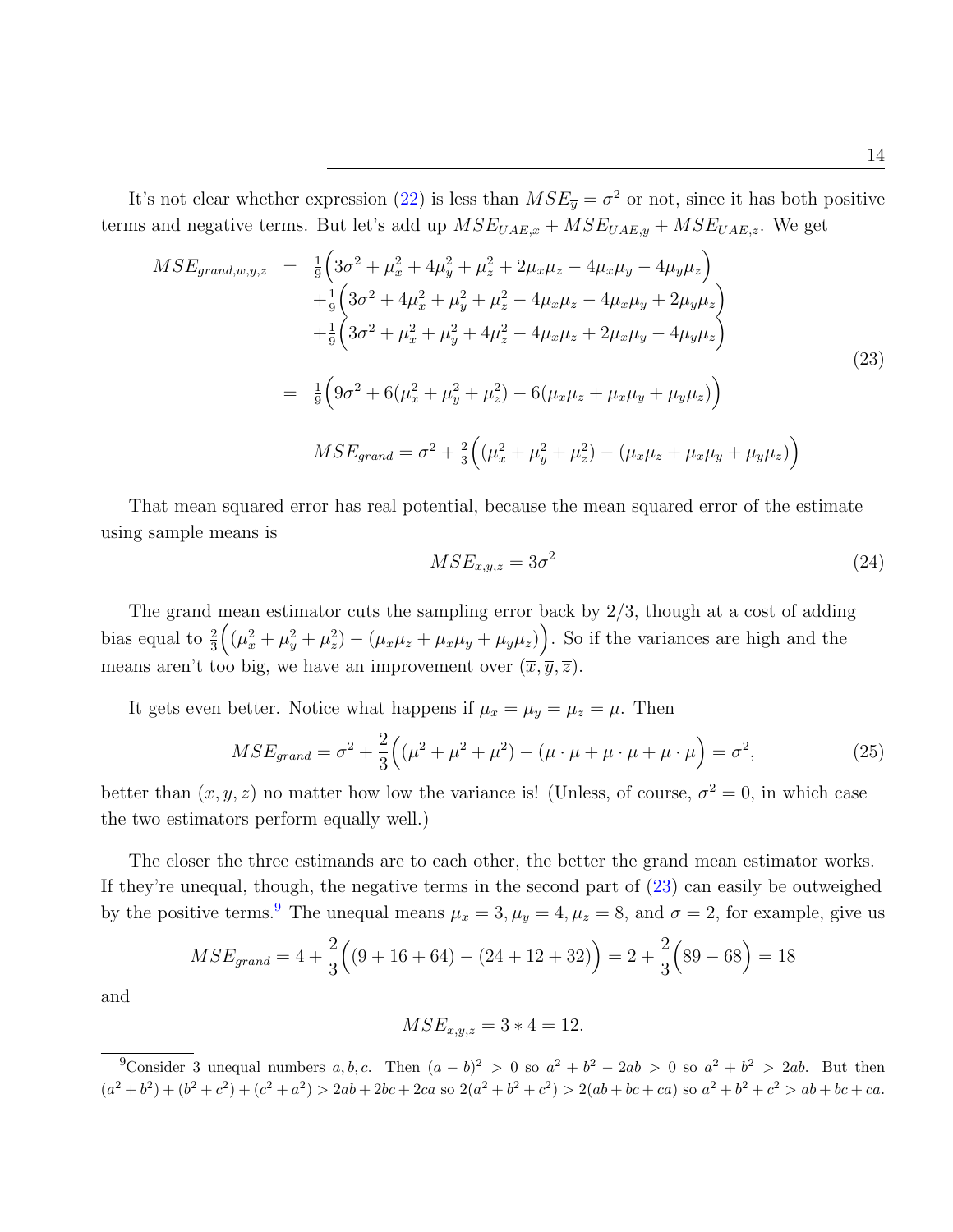It's not clear whether expression (22) is less than $MSE_{\overline{y}} = \sigma^2$ or not, since it has both positive terms and negative terms. But let's add up $MSE_{UAE,x} + MSE_{UAE,y} + MSE_{UAE,z}$. We get

$$
\begin{aligned}
MSE_{grand,w,y,z} &= \tfrac{1}{9}\Big(3\sigma^2 + \mu_x^2 + 4\mu_y^2 + \mu_z^2 + 2\mu_x\mu_z - 4\mu_x\mu_y - 4\mu_y\mu_z\Big) \\
&\quad + \tfrac{1}{9}\Big(3\sigma^2 + 4\mu_x^2 + \mu_y^2 + \mu_z^2 - 4\mu_x\mu_z - 4\mu_x\mu_y + 2\mu_y\mu_z\Big) \\
&\quad + \tfrac{1}{9}\Big(3\sigma^2 + \mu_x^2 + \mu_y^2 + 4\mu_z^2 - 4\mu_x\mu_z + 2\mu_x\mu_y - 4\mu_y\mu_z\Big) \\
&= \tfrac{1}{9}\Big(9\sigma^2 + 6(\mu_x^2 + \mu_y^2 + \mu_z^2) - 6(\mu_x\mu_z + \mu_x\mu_y + \mu_y\mu_z)\Big) \\
& MSE_{grand} = \sigma^2 + \tfrac{2}{3}\Big((\mu_x^2 + \mu_y^2 + \mu_z^2) - (\mu_x\mu_z + \mu_x\mu_y + \mu_y\mu_z)\Big)
\end{aligned}
\tag{23}
$$

That mean squared error has real potential, because the mean squared error of the estimate using sample means is

$$
MSE_{\overline{x},\overline{y},\overline{z}} = 3\sigma^2 \tag{24}
$$

The grand mean estimator cuts the sampling error back by 2/3, though at a cost of adding bias equal to $\frac{2}{3}\Big((\mu_x^2 + \mu_y^2 + \mu_z^2) - (\mu_x\mu_z + \mu_x\mu_y + \mu_y\mu_z)\Big)$. So if the variances are high and the means aren't too big, we have an improvement over $(\overline{x}, \overline{y}, \overline{z})$.

It gets even better. Notice what happens if $\mu_x = \mu_y = \mu_z = \mu$. Then

$$
MSE_{grand} = \sigma^2 + \frac{2}{3}\Big((\mu^2 + \mu^2 + \mu^2) - (\mu \cdot \mu + \mu \cdot \mu + \mu \cdot \mu\Big) = \sigma^2, \tag{25}
$$

better than $(\overline{x}, \overline{y}, \overline{z})$ no matter how low the variance is! (Unless, of course, $\sigma^2 = 0$, in which case the two estimators perform equally well.)

The closer the three estimands are to each other, the better the grand mean estimator works. If they're unequal, though, the negative terms in the second part of (23) can easily be outweighed by the positive terms.[9] The unequal means $\mu_x = 3, \mu_y = 4, \mu_z = 8$, and $\sigma = 2$, for example, give us

$$
MSE_{grand} = 4 + \frac{2}{3}\Big((9 + 16 + 64) - (24 + 12 + 32)\Big) = 2 + \frac{2}{3}\Big(89 - 68\Big) = 18
$$

and

$$
MSE_{\overline{x},\overline{y},\overline{z}} = 3 * 4 = 12.
$$

[9] Consider 3 unequal numbers $a, b, c$. Then $(a - b)^2 > 0$ so $a^2 + b^2 - 2ab > 0$ so $a^2 + b^2 > 2ab$. But then $(a^2 + b^2) + (b^2 + c^2) + (c^2 + a^2) > 2ab + 2bc + 2ca$ so $2(a^2 + b^2 + c^2) > 2(ab + bc + ca)$ so $a^2 + b^2 + c^2 > ab + bc + ca$.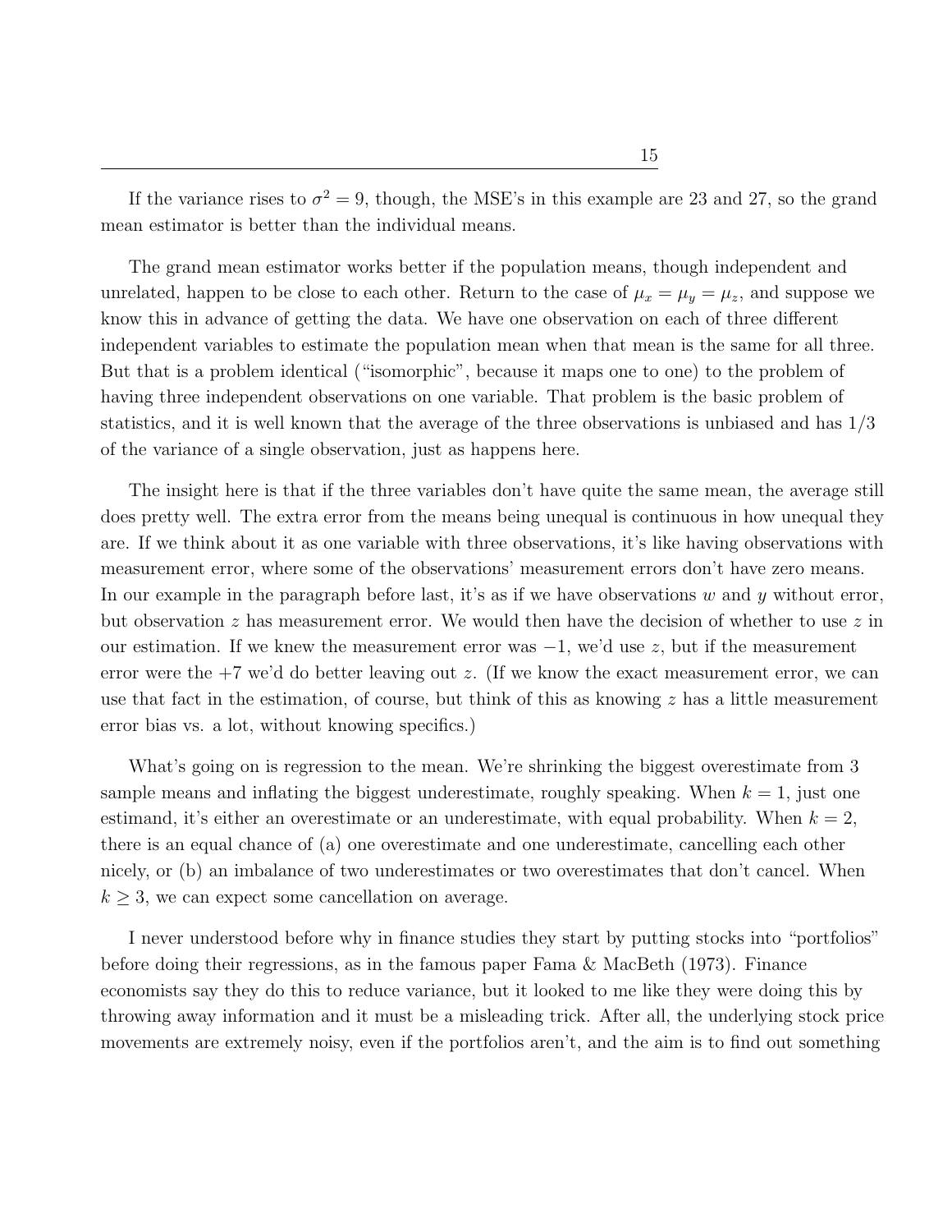If the variance rises to $\sigma^2 = 9$, though, the MSE's in this example are 23 and 27, so the grand mean estimator is better than the individual means.

The grand mean estimator works better if the population means, though independent and unrelated, happen to be close to each other. Return to the case of $\mu_x = \mu_y = \mu_z$, and suppose we know this in advance of getting the data. We have one observation on each of three different independent variables to estimate the population mean when that mean is the same for all three. But that is a problem identical ("isomorphic", because it maps one to one) to the problem of having three independent observations on one variable. That problem is the basic problem of statistics, and it is well known that the average of the three observations is unbiased and has 1/3 of the variance of a single observation, just as happens here.

The insight here is that if the three variables don't have quite the same mean, the average still does pretty well. The extra error from the means being unequal is continuous in how unequal they are. If we think about it as one variable with three observations, it's like having observations with measurement error, where some of the observations' measurement errors don't have zero means. In our example in the paragraph before last, it's as if we have observations $w$ and $y$ without error, but observation $z$ has measurement error. We would then have the decision of whether to use $z$ in our estimation. If we knew the measurement error was $-1$, we'd use $z$, but if the measurement error were the $+7$ we'd do better leaving out $z$. (If we know the exact measurement error, we can use that fact in the estimation, of course, but think of this as knowing $z$ has a little measurement error bias vs. a lot, without knowing specifics.)

What's going on is regression to the mean. We're shrinking the biggest overestimate from 3 sample means and inflating the biggest underestimate, roughly speaking. When $k = 1$, just one estimand, it's either an overestimate or an underestimate, with equal probability. When $k = 2$, there is an equal chance of (a) one overestimate and one underestimate, cancelling each other nicely, or (b) an imbalance of two underestimates or two overestimates that don't cancel. When $k \geq 3$, we can expect some cancellation on average.

I never understood before why in finance studies they start by putting stocks into "portfolios" before doing their regressions, as in the famous paper Fama & MacBeth (1973). Finance economists say they do this to reduce variance, but it looked to me like they were doing this by throwing away information and it must be a misleading trick. After all, the underlying stock price movements are extremely noisy, even if the portfolios aren't, and the aim is to find out something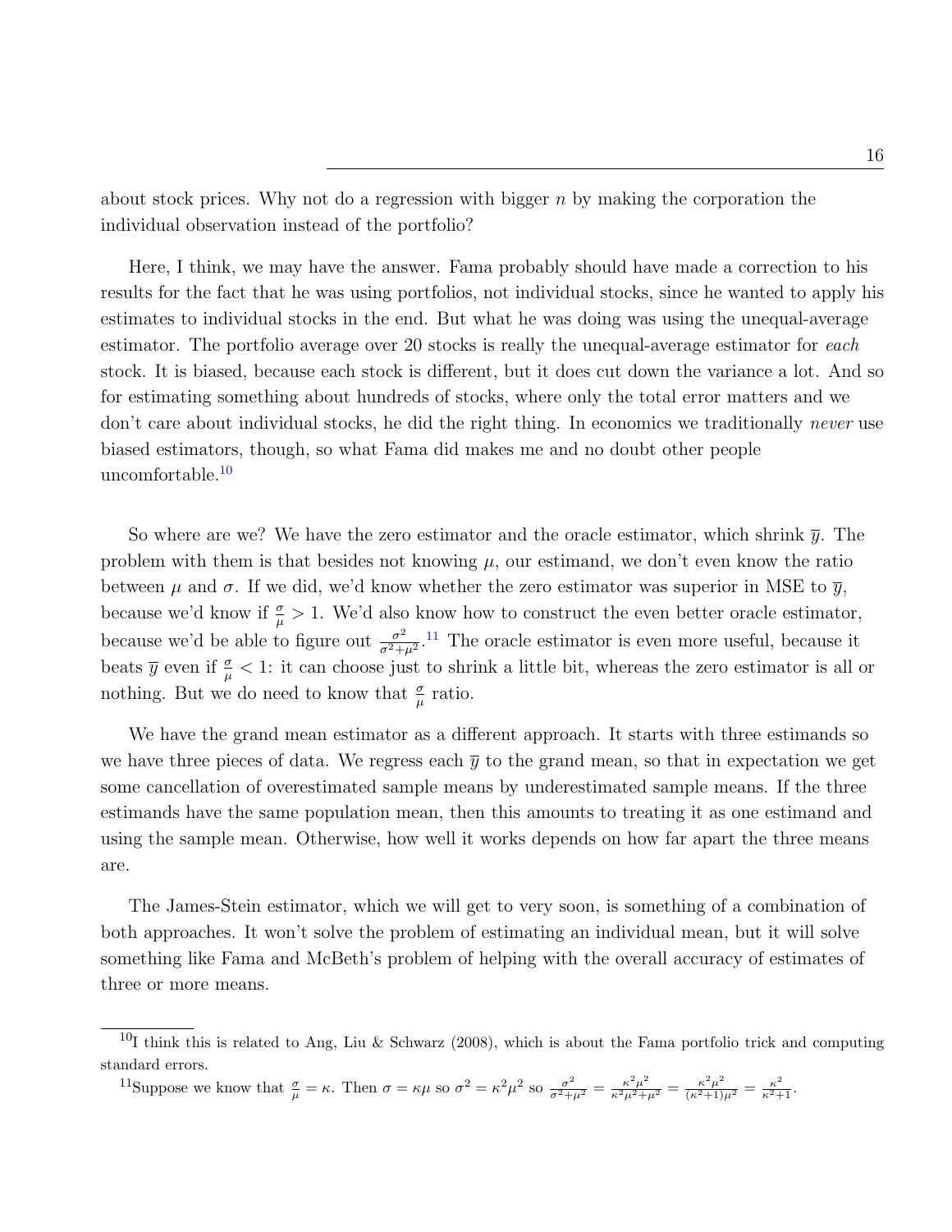about stock prices. Why not do a regression with bigger $n$ by making the corporation the individual observation instead of the portfolio?

Here, I think, we may have the answer. Fama probably should have made a correction to his results for the fact that he was using portfolios, not individual stocks, since he wanted to apply his estimates to individual stocks in the end. But what he was doing was using the unequal-average estimator. The portfolio average over 20 stocks is really the unequal-average estimator for *each* stock. It is biased, because each stock is different, but it does cut down the variance a lot. And so for estimating something about hundreds of stocks, where only the total error matters and we don't care about individual stocks, he did the right thing. In economics we traditionally *never* use biased estimators, though, so what Fama did makes me and no doubt other people uncomfortable.[10]

So where are we? We have the zero estimator and the oracle estimator, which shrink $\overline{y}$. The problem with them is that besides not knowing $\mu$, our estimand, we don't even know the ratio between $\mu$ and $\sigma$. If we did, we'd know whether the zero estimator was superior in MSE to $\overline{y}$, because we'd know if $\frac{\sigma}{\mu} > 1$. We'd also know how to construct the even better oracle estimator, because we'd be able to figure out $\frac{\sigma^2}{\sigma^2+\mu^2}$.[11] The oracle estimator is even more useful, because it beats $\overline{y}$ even if $\frac{\sigma}{\mu} < 1$: it can choose just to shrink a little bit, whereas the zero estimator is all or nothing. But we do need to know that $\frac{\sigma}{\mu}$ ratio.

We have the grand mean estimator as a different approach. It starts with three estimands so we have three pieces of data. We regress each $\overline{y}$ to the grand mean, so that in expectation we get some cancellation of overestimated sample means by underestimated sample means. If the three estimands have the same population mean, then this amounts to treating it as one estimand and using the sample mean. Otherwise, how well it works depends on how far apart the three means are.

The James-Stein estimator, which we will get to very soon, is something of a combination of both approaches. It won't solve the problem of estimating an individual mean, but it will solve something like Fama and McBeth's problem of helping with the overall accuracy of estimates of three or more means.

---

[10] I think this is related to Ang, Liu & Schwarz (2008), which is about the Fama portfolio trick and computing standard errors.

[11] Suppose we know that $\frac{\sigma}{\mu} = \kappa$. Then $\sigma = \kappa\mu$ so $\sigma^2 = \kappa^2\mu^2$ so $\frac{\sigma^2}{\sigma^2+\mu^2} = \frac{\kappa^2\mu^2}{\kappa^2\mu^2+\mu^2} = \frac{\kappa^2\mu^2}{(\kappa^2+1)\mu^2} = \frac{\kappa^2}{\kappa^2+1}$.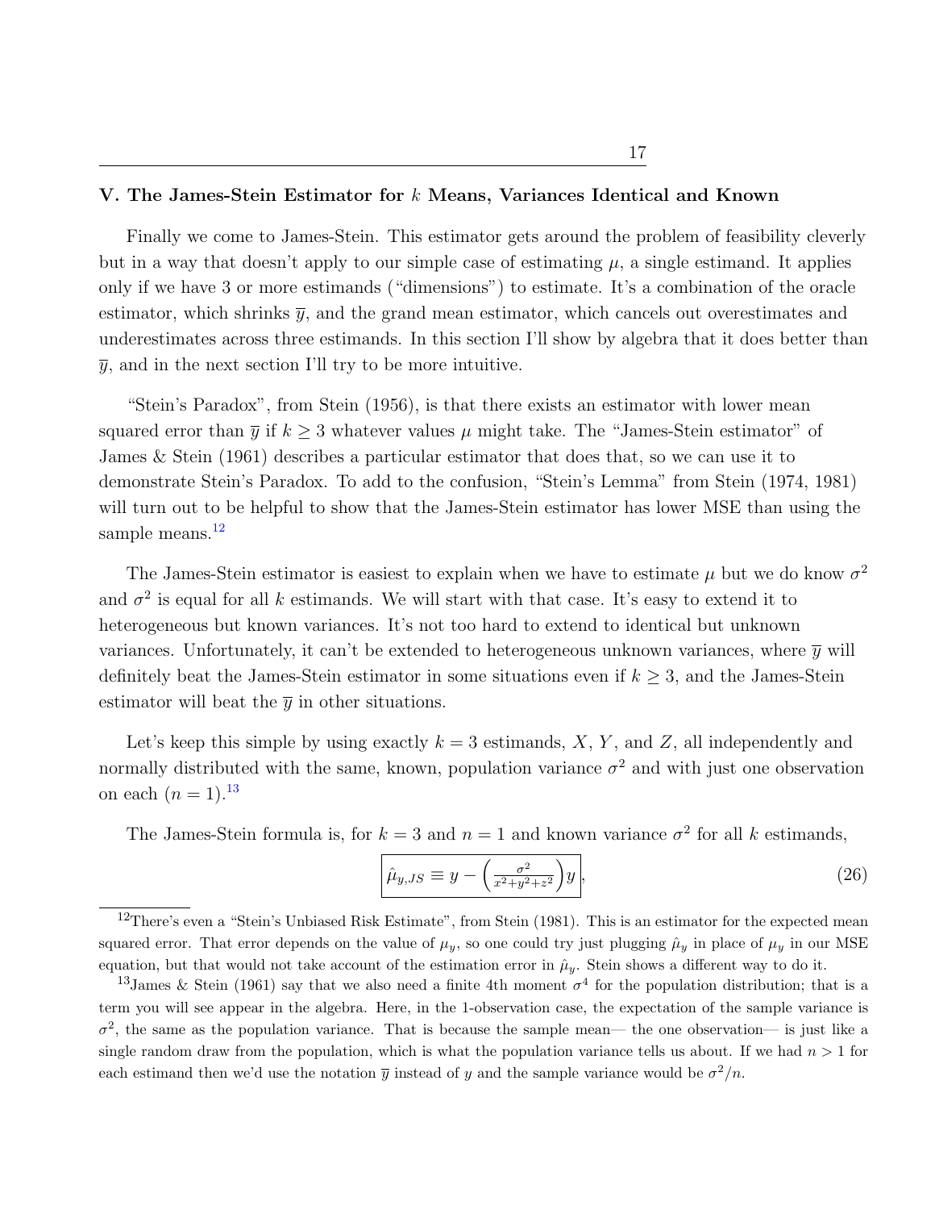## V. The James-Stein Estimator for $k$ Means, Variances Identical and Known

Finally we come to James-Stein. This estimator gets around the problem of feasibility cleverly but in a way that doesn't apply to our simple case of estimating $\mu$, a single estimand. It applies only if we have 3 or more estimands ("dimensions") to estimate. It's a combination of the oracle estimator, which shrinks $\overline{y}$, and the grand mean estimator, which cancels out overestimates and underestimates across three estimands. In this section I'll show by algebra that it does better than $\overline{y}$, and in the next section I'll try to be more intuitive.

"Stein's Paradox", from Stein (1956), is that there exists an estimator with lower mean squared error than $\overline{y}$ if $k \geq 3$ whatever values $\mu$ might take. The "James-Stein estimator" of James & Stein (1961) describes a particular estimator that does that, so we can use it to demonstrate Stein's Paradox. To add to the confusion, "Stein's Lemma" from Stein (1974, 1981) will turn out to be helpful to show that the James-Stein estimator has lower MSE than using the sample means.[12]

The James-Stein estimator is easiest to explain when we have to estimate $\mu$ but we do know $\sigma^2$ and $\sigma^2$ is equal for all $k$ estimands. We will start with that case. It's easy to extend it to heterogeneous but known variances. It's not too hard to extend to identical but unknown variances. Unfortunately, it can't be extended to heterogeneous unknown variances, where $\overline{y}$ will definitely beat the James-Stein estimator in some situations even if $k \geq 3$, and the James-Stein estimator will beat the $\overline{y}$ in other situations.

Let's keep this simple by using exactly $k = 3$ estimands, $X$, $Y$, and $Z$, all independently and normally distributed with the same, known, population variance $\sigma^2$ and with just one observation on each ($n = 1$).[13]

The James-Stein formula is, for $k = 3$ and $n = 1$ and known variance $\sigma^2$ for all $k$ estimands,

$$\boxed{\hat{\mu}_{y,JS} \equiv y - \left(\frac{\sigma^2}{x^2+y^2+z^2}\right) y}, \tag{26}$$

[12] There's even a "Stein's Unbiased Risk Estimate", from Stein (1981). This is an estimator for the expected mean squared error. That error depends on the value of $\mu_y$, so one could try just plugging $\hat{\mu}_y$ in place of $\mu_y$ in our MSE equation, but that would not take account of the estimation error in $\hat{\mu}_y$. Stein shows a different way to do it.

[13] James & Stein (1961) say that we also need a finite 4th moment $\sigma^4$ for the population distribution; that is a term you will see appear in the algebra. Here, in the 1-observation case, the expectation of the sample variance is $\sigma^2$, the same as the population variance. That is because the sample mean— the one observation— is just like a single random draw from the population, which is what the population variance tells us about. If we had $n > 1$ for each estimand then we'd use the notation $\overline{y}$ instead of $y$ and the sample variance would be $\sigma^2/n$.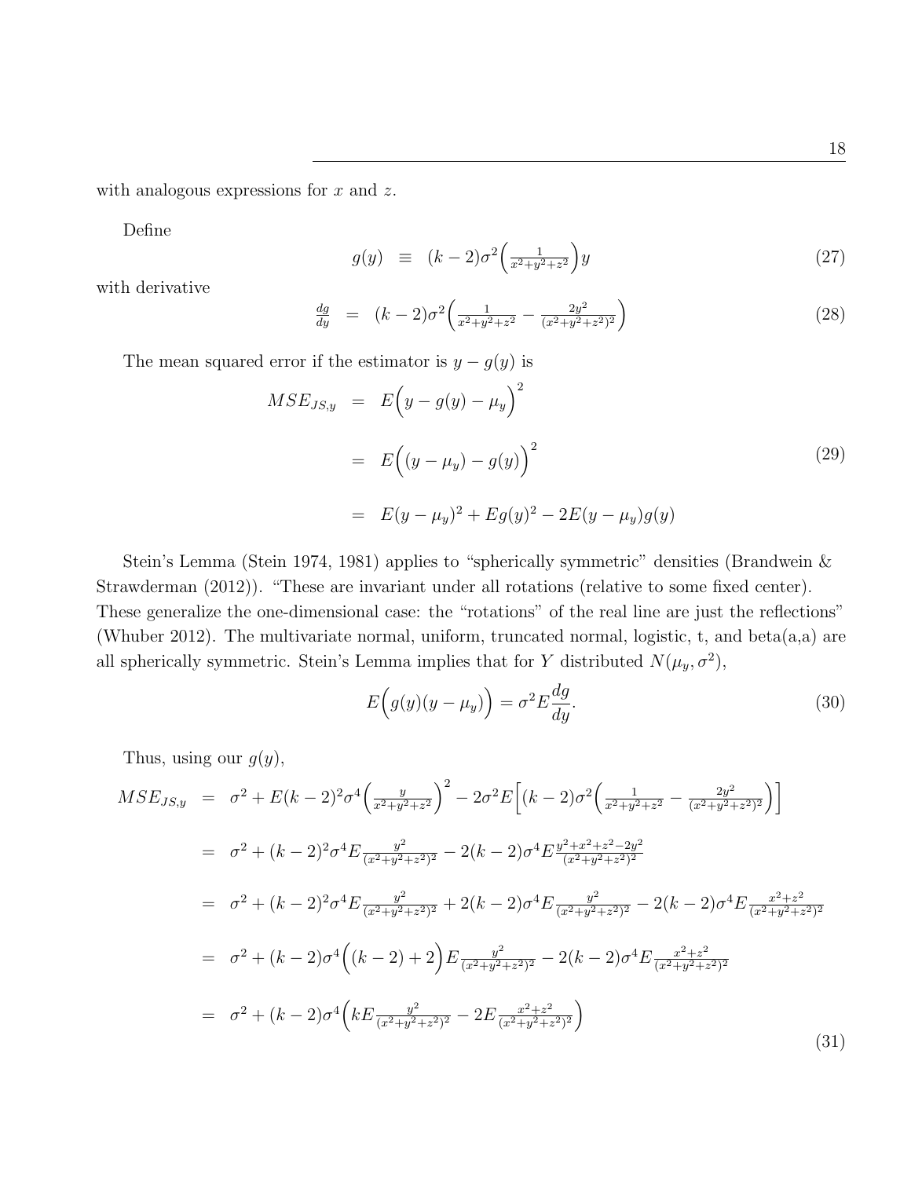with analogous expressions for $x$ and $z$.

Define

$$g(y) \equiv (k-2)\sigma^2\Big(\tfrac{1}{x^2+y^2+z^2}\Big)y \tag{27}$$

with derivative

$$\tfrac{dg}{dy} = (k-2)\sigma^2\Big(\tfrac{1}{x^2+y^2+z^2} - \tfrac{2y^2}{(x^2+y^2+z^2)^2}\Big) \tag{28}$$

The mean squared error if the estimator is $y - g(y)$ is

$$\begin{aligned} MSE_{JS,y} &= E\Big(y - g(y) - \mu_y\Big)^2 \\ &= E\Big((y-\mu_y) - g(y)\Big)^2 \\ &= E(y-\mu_y)^2 + Eg(y)^2 - 2E(y-\mu_y)g(y) \end{aligned} \tag{29}$$

Stein's Lemma (Stein 1974, 1981) applies to "spherically symmetric" densities (Brandwein & Strawderman (2012)). "These are invariant under all rotations (relative to some fixed center). These generalize the one-dimensional case: the "rotations" of the real line are just the reflections" (Whuber 2012). The multivariate normal, uniform, truncated normal, logistic, t, and beta(a,a) are all spherically symmetric. Stein's Lemma implies that for $Y$ distributed $N(\mu_y, \sigma^2)$,

$$E\Big(g(y)(y-\mu_y)\Big) = \sigma^2 E\frac{dg}{dy}. \tag{30}$$

Thus, using our $g(y)$,

$$\begin{aligned} MSE_{JS,y} &= \sigma^2 + E(k-2)^2\sigma^4\Big(\tfrac{y}{x^2+y^2+z^2}\Big)^2 - 2\sigma^2 E\Big[(k-2)\sigma^2\Big(\tfrac{1}{x^2+y^2+z^2} - \tfrac{2y^2}{(x^2+y^2+z^2)^2}\Big)\Big] \\ &= \sigma^2 + (k-2)^2\sigma^4 E\tfrac{y^2}{(x^2+y^2+z^2)^2} - 2(k-2)\sigma^4 E\tfrac{y^2+x^2+z^2-2y^2}{(x^2+y^2+z^2)^2} \\ &= \sigma^2 + (k-2)^2\sigma^4 E\tfrac{y^2}{(x^2+y^2+z^2)^2} + 2(k-2)\sigma^4 E\tfrac{y^2}{(x^2+y^2+z^2)^2} - 2(k-2)\sigma^4 E\tfrac{x^2+z^2}{(x^2+y^2+z^2)^2} \\ &= \sigma^2 + (k-2)\sigma^4\Big((k-2)+2\Big)E\tfrac{y^2}{(x^2+y^2+z^2)^2} - 2(k-2)\sigma^4 E\tfrac{x^2+z^2}{(x^2+y^2+z^2)^2} \\ &= \sigma^2 + (k-2)\sigma^4\Big(kE\tfrac{y^2}{(x^2+y^2+z^2)^2} - 2E\tfrac{x^2+z^2}{(x^2+y^2+z^2)^2}\Big) \end{aligned} \tag{31}$$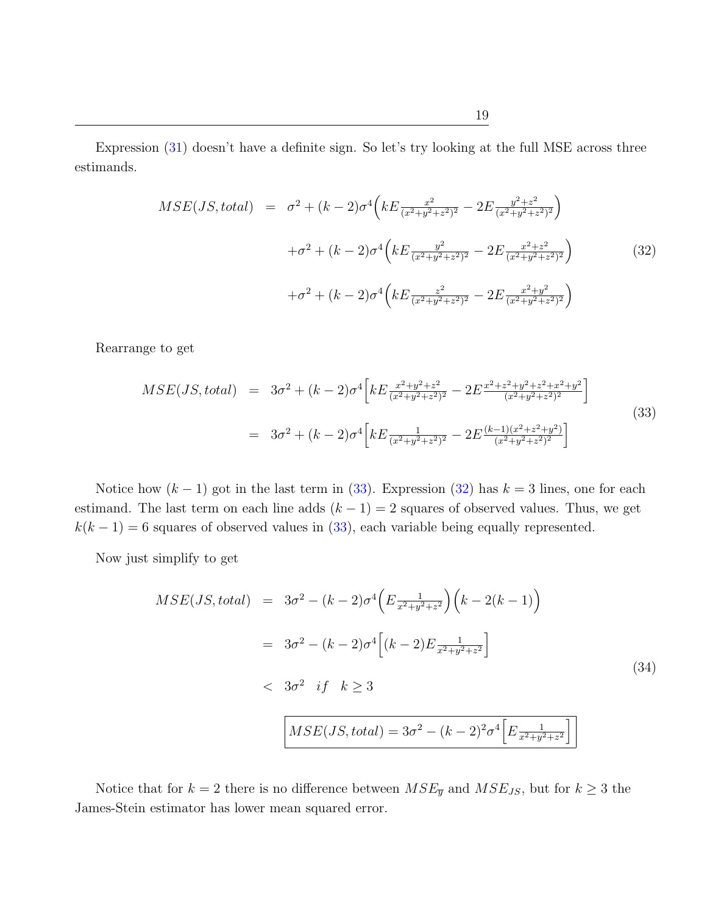Expression (31) doesn't have a definite sign. So let's try looking at the full MSE across three estimands.

$$
\begin{aligned}
MSE(JS, total) &= \sigma^2 + (k-2)\sigma^4\Big(kE\tfrac{x^2}{(x^2+y^2+z^2)^2} - 2E\tfrac{y^2+z^2}{(x^2+y^2+z^2)^2}\Big) \\
&\quad + \sigma^2 + (k-2)\sigma^4\Big(kE\tfrac{y^2}{(x^2+y^2+z^2)^2} - 2E\tfrac{x^2+z^2}{(x^2+y^2+z^2)^2}\Big) \qquad (32) \\
&\quad + \sigma^2 + (k-2)\sigma^4\Big(kE\tfrac{z^2}{(x^2+y^2+z^2)^2} - 2E\tfrac{x^2+y^2}{(x^2+y^2+z^2)^2}\Big)
\end{aligned}
$$

Rearrange to get

$$
\begin{aligned}
MSE(JS, total) &= 3\sigma^2 + (k-2)\sigma^4\Big[kE\tfrac{x^2+y^2+z^2}{(x^2+y^2+z^2)^2} - 2E\tfrac{x^2+z^2+y^2+z^2+x^2+y^2}{(x^2+y^2+z^2)^2}\Big] \\
&= 3\sigma^2 + (k-2)\sigma^4\Big[kE\tfrac{1}{(x^2+y^2+z^2)^2} - 2E\tfrac{(k-1)(x^2+z^2+y^2)}{(x^2+y^2+z^2)^2}\Big]
\end{aligned}
\qquad (33)
$$

Notice how $(k-1)$ got in the last term in (33). Expression (32) has $k = 3$ lines, one for each estimand. The last term on each line adds $(k-1) = 2$ squares of observed values. Thus, we get $k(k-1) = 6$ squares of observed values in (33), each variable being equally represented.

Now just simplify to get

$$
\begin{aligned}
MSE(JS, total) &= 3\sigma^2 - (k-2)\sigma^4\Big(E\tfrac{1}{x^2+y^2+z^2}\Big)\Big(k - 2(k-1)\Big) \\
&= 3\sigma^2 - (k-2)\sigma^4\Big[(k-2)E\tfrac{1}{x^2+y^2+z^2}\Big] \\
&< 3\sigma^2 \quad if \quad k \geq 3
\end{aligned}
\qquad (34)
$$

$$
\boxed{MSE(JS, total) = 3\sigma^2 - (k-2)^2\sigma^4\Big[E\tfrac{1}{x^2+y^2+z^2}\Big]}
$$

Notice that for $k = 2$ there is no difference between $MSE_{\overline{y}}$ and $MSE_{JS}$, but for $k \geq 3$ the James-Stein estimator has lower mean squared error.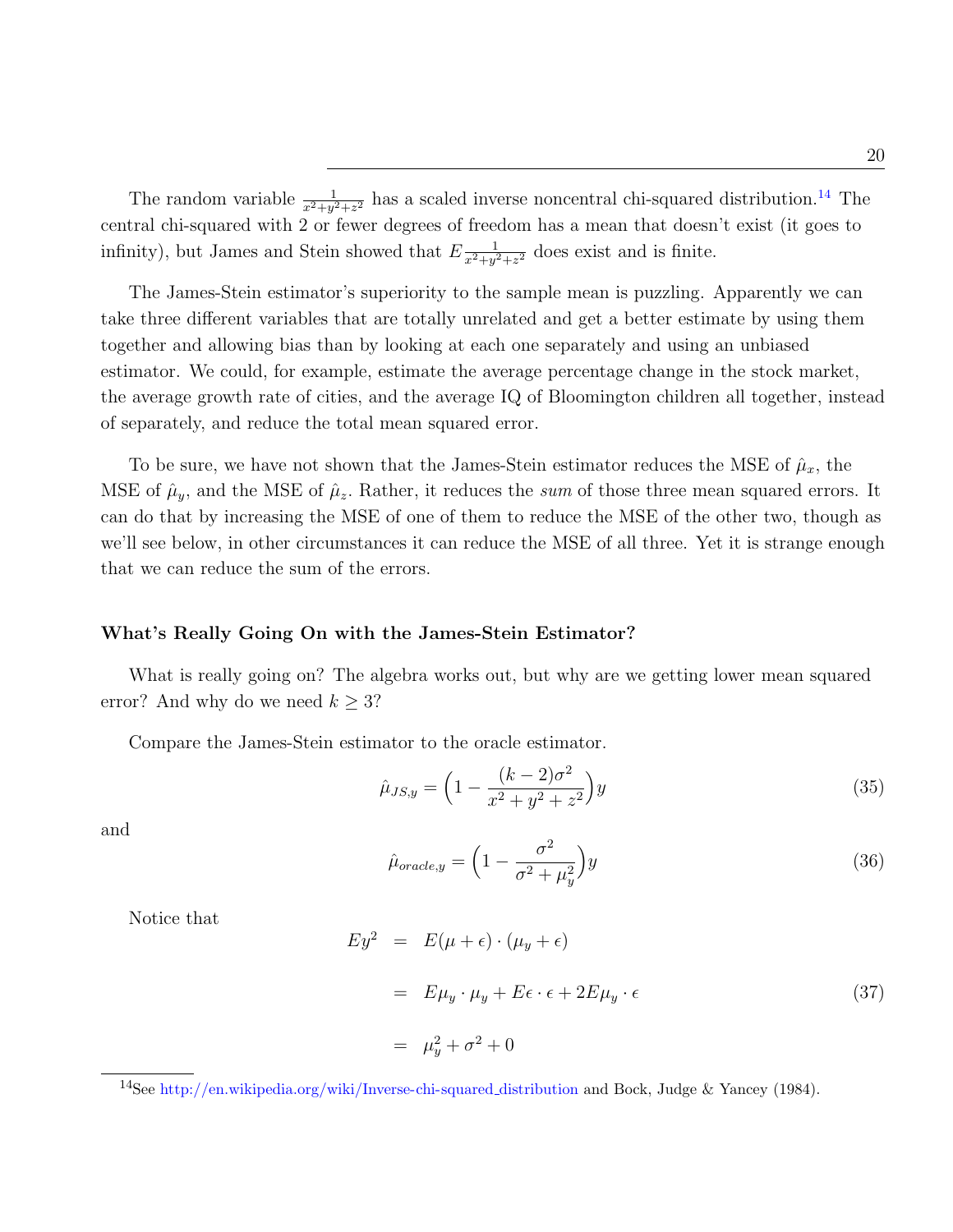The random variable $\frac{1}{x^2+y^2+z^2}$ has a scaled inverse noncentral chi-squared distribution.[14] The central chi-squared with 2 or fewer degrees of freedom has a mean that doesn't exist (it goes to infinity), but James and Stein showed that $E\frac{1}{x^2+y^2+z^2}$ does exist and is finite.

The James-Stein estimator's superiority to the sample mean is puzzling. Apparently we can take three different variables that are totally unrelated and get a better estimate by using them together and allowing bias than by looking at each one separately and using an unbiased estimator. We could, for example, estimate the average percentage change in the stock market, the average growth rate of cities, and the average IQ of Bloomington children all together, instead of separately, and reduce the total mean squared error.

To be sure, we have not shown that the James-Stein estimator reduces the MSE of $\hat{\mu}_x$, the MSE of $\hat{\mu}_y$, and the MSE of $\hat{\mu}_z$. Rather, it reduces the *sum* of those three mean squared errors. It can do that by increasing the MSE of one of them to reduce the MSE of the other two, though as we'll see below, in other circumstances it can reduce the MSE of all three. Yet it is strange enough that we can reduce the sum of the errors.

### What's Really Going On with the James-Stein Estimator?

What is really going on? The algebra works out, but why are we getting lower mean squared error? And why do we need $k \geq 3$?

Compare the James-Stein estimator to the oracle estimator.

$$\hat{\mu}_{JS,y} = \Big(1 - \frac{(k-2)\sigma^2}{x^2+y^2+z^2}\Big)y \tag{35}$$

and

$$\hat{\mu}_{oracle,y} = \Big(1 - \frac{\sigma^2}{\sigma^2+\mu_y^2}\Big)y \tag{36}$$

Notice that

$$\begin{aligned} Ey^2 &= E(\mu+\epsilon)\cdot(\mu_y+\epsilon) \\ &= E\mu_y\cdot\mu_y + E\epsilon\cdot\epsilon + 2E\mu_y\cdot\epsilon \\ &= \mu_y^2+\sigma^2+0 \end{aligned} \tag{37}$$

[14] See http://en.wikipedia.org/wiki/Inverse-chi-squared_distribution and Bock, Judge & Yancey (1984).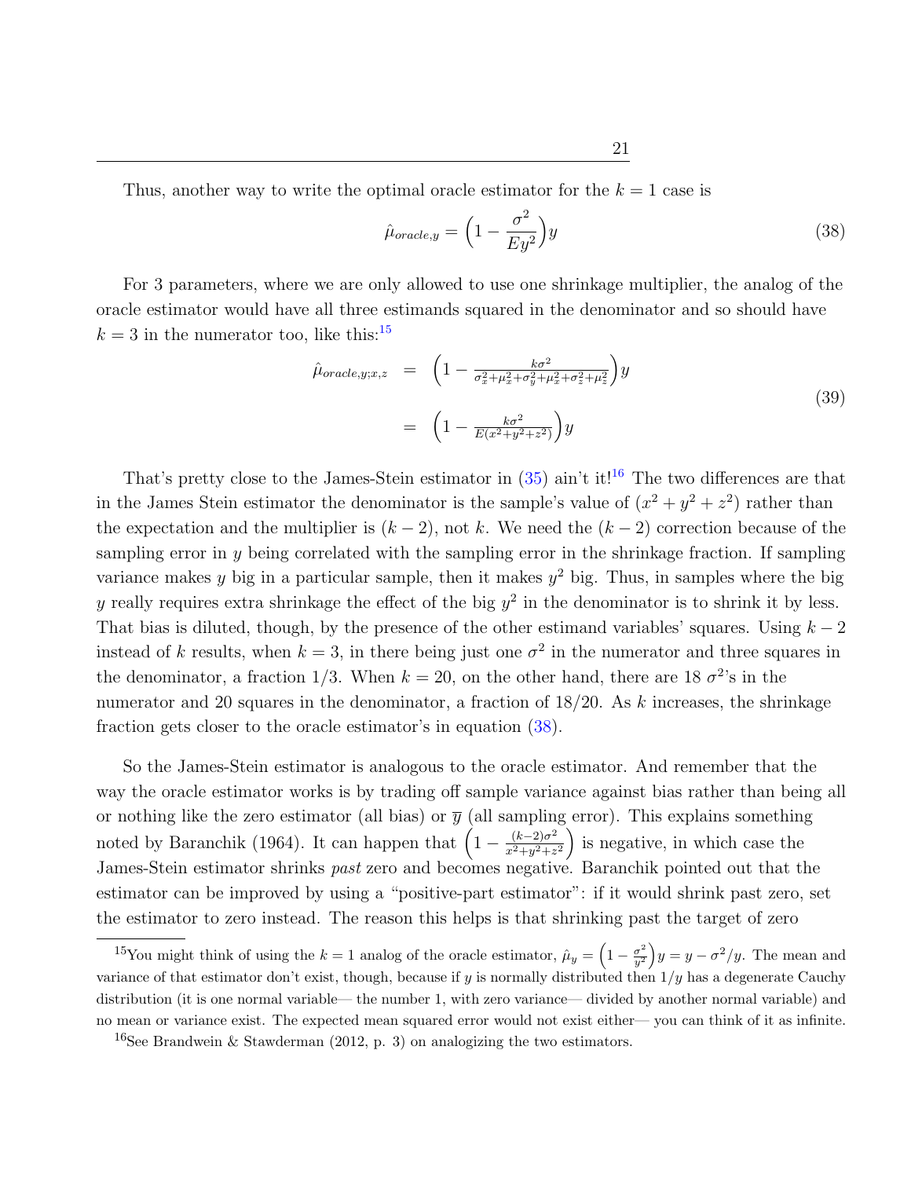Thus, another way to write the optimal oracle estimator for the $k = 1$ case is

$$\hat{\mu}_{oracle,y} = \Big(1 - \frac{\sigma^2}{Ey^2}\Big)y \tag{38}$$

For 3 parameters, where we are only allowed to use one shrinkage multiplier, the analog of the oracle estimator would have all three estimands squared in the denominator and so should have $k = 3$ in the numerator too, like this:[15]

$$\begin{aligned} \hat{\mu}_{oracle,y;x,z} &= \Big(1 - \tfrac{k\sigma^2}{\sigma_x^2+\mu_x^2+\sigma_y^2+\mu_x^2+\sigma_z^2+\mu_z^2}\Big)y \\ &= \Big(1 - \tfrac{k\sigma^2}{E(x^2+y^2+z^2)}\Big)y \end{aligned} \tag{39}$$

That's pretty close to the James-Stein estimator in (35) ain't it![16] The two differences are that in the James Stein estimator the denominator is the sample's value of $(x^2 + y^2 + z^2)$ rather than the expectation and the multiplier is $(k - 2)$, not $k$. We need the $(k - 2)$ correction because of the sampling error in $y$ being correlated with the sampling error in the shrinkage fraction. If sampling variance makes $y$ big in a particular sample, then it makes $y^2$ big. Thus, in samples where the big $y$ really requires extra shrinkage the effect of the big $y^2$ in the denominator is to shrink it by less. That bias is diluted, though, by the presence of the other estimand variables' squares. Using $k - 2$ instead of $k$ results, when $k = 3$, in there being just one $\sigma^2$ in the numerator and three squares in the denominator, a fraction 1/3. When $k = 20$, on the other hand, there are 18 $\sigma^2$'s in the numerator and 20 squares in the denominator, a fraction of 18/20. As $k$ increases, the shrinkage fraction gets closer to the oracle estimator's in equation (38).

So the James-Stein estimator is analogous to the oracle estimator. And remember that the way the oracle estimator works is by trading off sample variance against bias rather than being all or nothing like the zero estimator (all bias) or $\overline{y}$ (all sampling error). This explains something noted by Baranchik (1964). It can happen that $\Big(1 - \frac{(k-2)\sigma^2}{x^2+y^2+z^2}\Big)$ is negative, in which case the James-Stein estimator shrinks *past* zero and becomes negative. Baranchik pointed out that the estimator can be improved by using a "positive-part estimator": if it would shrink past zero, set the estimator to zero instead. The reason this helps is that shrinking past the target of zero

[15] You might think of using the $k = 1$ analog of the oracle estimator, $\hat{\mu}_y = \Big(1 - \frac{\sigma^2}{y^2}\Big)y = y - \sigma^2/y$. The mean and variance of that estimator don't exist, though, because if $y$ is normally distributed then $1/y$ has a degenerate Cauchy distribution (it is one normal variable— the number 1, with zero variance— divided by another normal variable) and no mean or variance exist. The expected mean squared error would not exist either— you can think of it as infinite.

[16] See Brandwein & Stawderman (2012, p. 3) on analogizing the two estimators.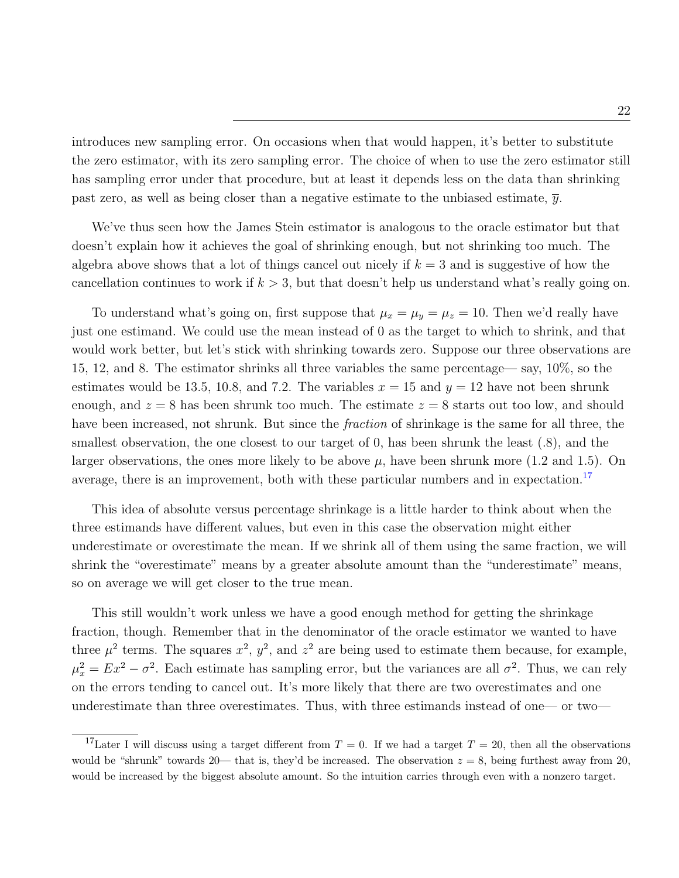introduces new sampling error. On occasions when that would happen, it's better to substitute the zero estimator, with its zero sampling error. The choice of when to use the zero estimator still has sampling error under that procedure, but at least it depends less on the data than shrinking past zero, as well as being closer than a negative estimate to the unbiased estimate, $\overline{y}$.

We've thus seen how the James Stein estimator is analogous to the oracle estimator but that doesn't explain how it achieves the goal of shrinking enough, but not shrinking too much. The algebra above shows that a lot of things cancel out nicely if $k = 3$ and is suggestive of how the cancellation continues to work if $k > 3$, but that doesn't help us understand what's really going on.

To understand what's going on, first suppose that $\mu_x = \mu_y = \mu_z = 10$. Then we'd really have just one estimand. We could use the mean instead of 0 as the target to which to shrink, and that would work better, but let's stick with shrinking towards zero. Suppose our three observations are 15, 12, and 8. The estimator shrinks all three variables the same percentage— say, 10%, so the estimates would be 13.5, 10.8, and 7.2. The variables $x = 15$ and $y = 12$ have not been shrunk enough, and $z = 8$ has been shrunk too much. The estimate $z = 8$ starts out too low, and should have been increased, not shrunk. But since the *fraction* of shrinkage is the same for all three, the smallest observation, the one closest to our target of 0, has been shrunk the least (.8), and the larger observations, the ones more likely to be above $\mu$, have been shrunk more (1.2 and 1.5). On average, there is an improvement, both with these particular numbers and in expectation.[17]

This idea of absolute versus percentage shrinkage is a little harder to think about when the three estimands have different values, but even in this case the observation might either underestimate or overestimate the mean. If we shrink all of them using the same fraction, we will shrink the "overestimate" means by a greater absolute amount than the "underestimate" means, so on average we will get closer to the true mean.

This still wouldn't work unless we have a good enough method for getting the shrinkage fraction, though. Remember that in the denominator of the oracle estimator we wanted to have three $\mu^2$ terms. The squares $x^2$, $y^2$, and $z^2$ are being used to estimate them because, for example, $\mu_x^2 = Ex^2 - \sigma^2$. Each estimate has sampling error, but the variances are all $\sigma^2$. Thus, we can rely on the errors tending to cancel out. It's more likely that there are two overestimates and one underestimate than three overestimates. Thus, with three estimands instead of one— or two—

[17] Later I will discuss using a target different from $T = 0$. If we had a target $T = 20$, then all the observations would be "shrunk" towards 20— that is, they'd be increased. The observation $z = 8$, being furthest away from 20, would be increased by the biggest absolute amount. So the intuition carries through even with a nonzero target.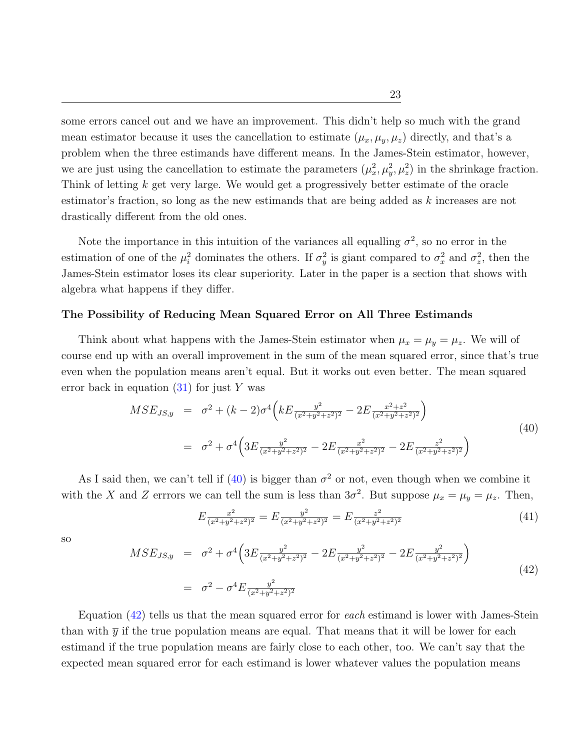some errors cancel out and we have an improvement. This didn't help so much with the grand mean estimator because it uses the cancellation to estimate $(\mu_x, \mu_y, \mu_z)$ directly, and that's a problem when the three estimands have different means. In the James-Stein estimator, however, we are just using the cancellation to estimate the parameters $(\mu_x^2, \mu_y^2, \mu_z^2)$ in the shrinkage fraction. Think of letting $k$ get very large. We would get a progressively better estimate of the oracle estimator's fraction, so long as the new estimands that are being added as $k$ increases are not drastically different from the old ones.

Note the importance in this intuition of the variances all equalling $\sigma^2$, so no error in the estimation of one of the $\mu_i^2$ dominates the others. If $\sigma_y^2$ is giant compared to $\sigma_x^2$ and $\sigma_z^2$, then the James-Stein estimator loses its clear superiority. Later in the paper is a section that shows with algebra what happens if they differ.

**The Possibility of Reducing Mean Squared Error on All Three Estimands**

Think about what happens with the James-Stein estimator when $\mu_x = \mu_y = \mu_z$. We will of course end up with an overall improvement in the sum of the mean squared error, since that's true even when the population means aren't equal. But it works out even better. The mean squared error back in equation (31) for just $Y$ was

$$
\begin{aligned}
MSE_{JS,y} &= \sigma^2 + (k-2)\sigma^4\Big(kE\tfrac{y^2}{(x^2+y^2+z^2)^2} - 2E\tfrac{x^2+z^2}{(x^2+y^2+z^2)^2}\Big) \\
&= \sigma^2 + \sigma^4\Big(3E\tfrac{y^2}{(x^2+y^2+z^2)^2} - 2E\tfrac{x^2}{(x^2+y^2+z^2)^2} - 2E\tfrac{z^2}{(x^2+y^2+z^2)^2}\Big)
\end{aligned}
\tag{40}
$$

As I said then, we can't tell if (40) is bigger than $\sigma^2$ or not, even though when we combine it with the $X$ and $Z$ errrors we can tell the sum is less than $3\sigma^2$. But suppose $\mu_x = \mu_y = \mu_z$. Then,

$$
E\tfrac{x^2}{(x^2+y^2+z^2)^2} = E\tfrac{y^2}{(x^2+y^2+z^2)^2} = E\tfrac{z^2}{(x^2+y^2+z^2)^2} \tag{41}
$$

so

$$
\begin{aligned}
MSE_{JS,y} &= \sigma^2 + \sigma^4\Big(3E\tfrac{y^2}{(x^2+y^2+z^2)^2} - 2E\tfrac{y^2}{(x^2+y^2+z^2)^2} - 2E\tfrac{y^2}{(x^2+y^2+z^2)^2}\Big) \\
&= \sigma^2 - \sigma^4 E\tfrac{y^2}{(x^2+y^2+z^2)^2}
\end{aligned}
\tag{42}
$$

Equation (42) tells us that the mean squared error for *each* estimand is lower with James-Stein than with $\overline{y}$ if the true population means are equal. That means that it will be lower for each estimand if the true population means are fairly close to each other, too. We can't say that the expected mean squared error for each estimand is lower whatever values the population means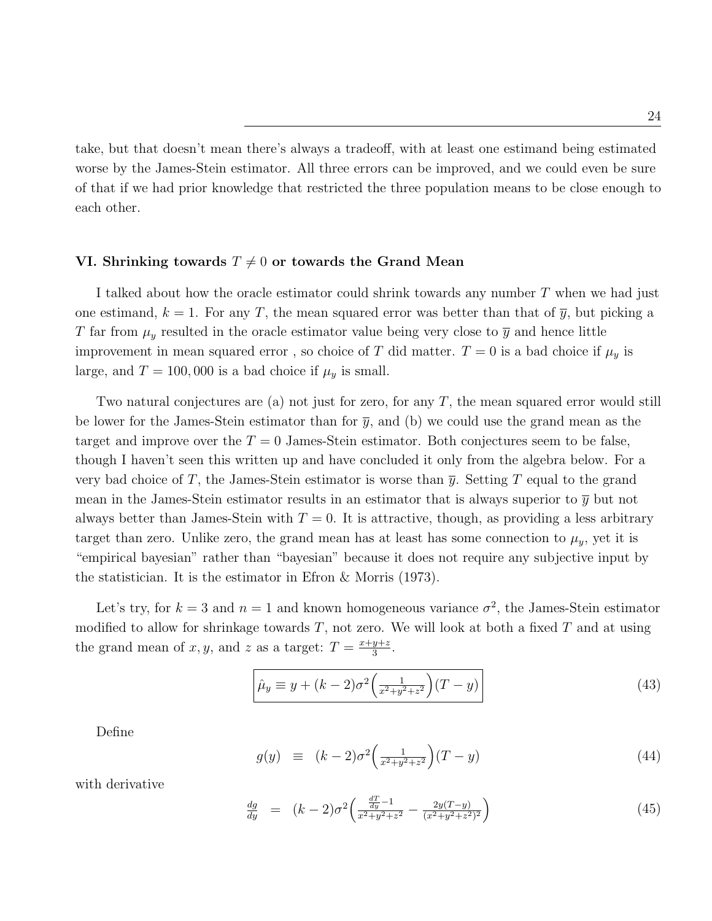take, but that doesn't mean there's always a tradeoff, with at least one estimand being estimated worse by the James-Stein estimator. All three errors can be improved, and we could even be sure of that if we had prior knowledge that restricted the three population means to be close enough to each other.

### VI. Shrinking towards $T \neq 0$ or towards the Grand Mean

I talked about how the oracle estimator could shrink towards any number $T$ when we had just one estimand, $k = 1$. For any $T$, the mean squared error was better than that of $\overline{y}$, but picking a $T$ far from $\mu_y$ resulted in the oracle estimator value being very close to $\overline{y}$ and hence little improvement in mean squared error , so choice of $T$ did matter. $T = 0$ is a bad choice if $\mu_y$ is large, and $T = 100,000$ is a bad choice if $\mu_y$ is small.

Two natural conjectures are (a) not just for zero, for any $T$, the mean squared error would still be lower for the James-Stein estimator than for $\overline{y}$, and (b) we could use the grand mean as the target and improve over the $T = 0$ James-Stein estimator. Both conjectures seem to be false, though I haven't seen this written up and have concluded it only from the algebra below. For a very bad choice of $T$, the James-Stein estimator is worse than $\overline{y}$. Setting $T$ equal to the grand mean in the James-Stein estimator results in an estimator that is always superior to $\overline{y}$ but not always better than James-Stein with $T = 0$. It is attractive, though, as providing a less arbitrary target than zero. Unlike zero, the grand mean has at least has some connection to $\mu_y$, yet it is "empirical bayesian" rather than "bayesian" because it does not require any subjective input by the statistician. It is the estimator in Efron & Morris (1973).

Let's try, for $k = 3$ and $n = 1$ and known homogeneous variance $\sigma^2$, the James-Stein estimator modified to allow for shrinkage towards $T$, not zero. We will look at both a fixed $T$ and at using the grand mean of $x, y$, and $z$ as a target: $T = \frac{x+y+z}{3}$.

$$\boxed{\hat{\mu}_y \equiv y + (k-2)\sigma^2 \Big(\tfrac{1}{x^2+y^2+z^2}\Big)(T-y)} \tag{43}$$

Define

$$g(y) \equiv (k-2)\sigma^2 \Big(\tfrac{1}{x^2+y^2+z^2}\Big)(T-y) \tag{44}$$

with derivative

$$\frac{dg}{dy} = (k-2)\sigma^2 \Big(\frac{\frac{dT}{dy}-1}{x^2+y^2+z^2} - \frac{2y(T-y)}{(x^2+y^2+z^2)^2}\Big) \tag{45}$$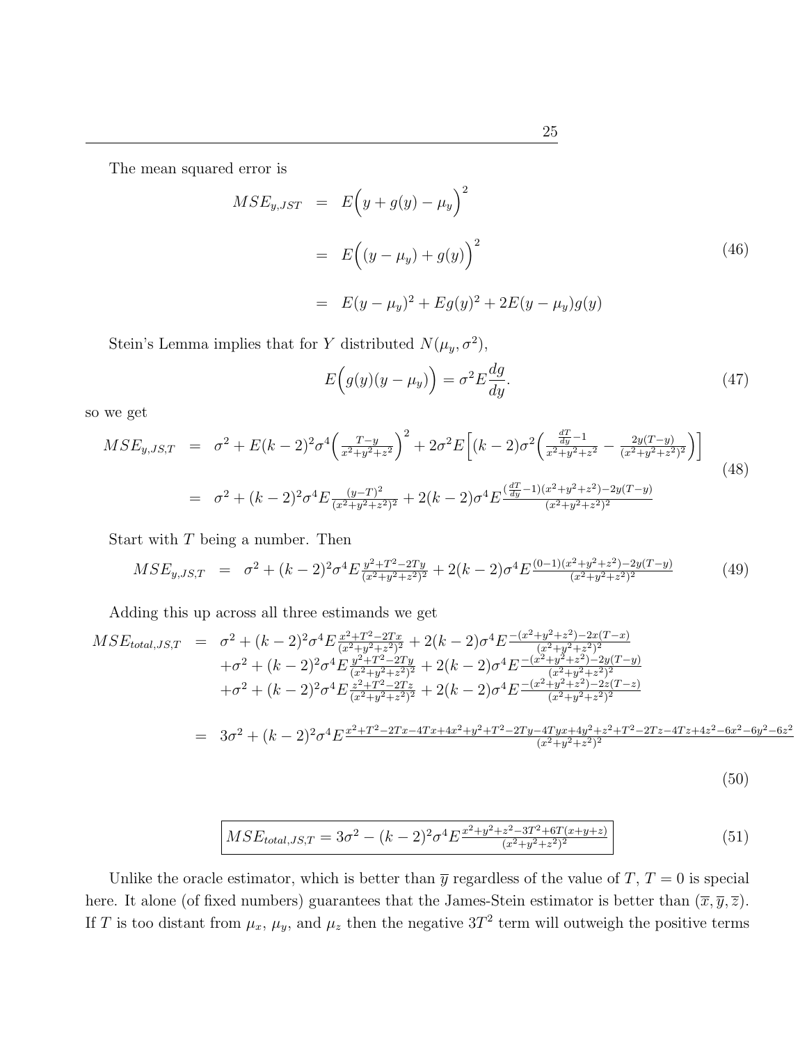The mean squared error is

$$
\begin{aligned}
MSE_{y,JST} &= E\Big(y + g(y) - \mu_y\Big)^2 \\
&= E\Big((y - \mu_y) + g(y)\Big)^2 \\
&= E(y-\mu_y)^2 + Eg(y)^2 + 2E(y-\mu_y)g(y)
\end{aligned}
\tag{46}
$$

Stein's Lemma implies that for $Y$ distributed $N(\mu_y, \sigma^2)$,

$$
E\Big(g(y)(y-\mu_y)\Big) = \sigma^2 E\frac{dg}{dy}. \tag{47}
$$

so we get

$$
\begin{aligned}
MSE_{y,JS,T} &= \sigma^2 + E(k-2)^2\sigma^4\Big(\tfrac{T-y}{x^2+y^2+z^2}\Big)^2 + 2\sigma^2 E\Big[(k-2)\sigma^2\Big(\tfrac{\frac{dT}{dy}-1}{x^2+y^2+z^2} - \tfrac{2y(T-y)}{(x^2+y^2+z^2)^2}\Big)\Big] \\
&= \sigma^2 + (k-2)^2\sigma^4 E\tfrac{(y-T)^2}{(x^2+y^2+z^2)^2} + 2(k-2)\sigma^4 E\tfrac{(\frac{dT}{dy}-1)(x^2+y^2+z^2) - 2y(T-y)}{(x^2+y^2+z^2)^2}
\end{aligned}
\tag{48}
$$

Start with $T$ being a number. Then

$$
MSE_{y,JS,T} = \sigma^2 + (k-2)^2\sigma^4 E\tfrac{y^2+T^2-2Ty}{(x^2+y^2+z^2)^2} + 2(k-2)\sigma^4 E\tfrac{(0-1)(x^2+y^2+z^2)-2y(T-y)}{(x^2+y^2+z^2)^2} \tag{49}
$$

Adding this up across all three estimands we get

$$
\begin{aligned}
MSE_{total,JS,T} &= \sigma^2 + (k-2)^2\sigma^4 E\tfrac{x^2+T^2-2Tx}{(x^2+y^2+z^2)^2} + 2(k-2)\sigma^4 E\tfrac{-(x^2+y^2+z^2)-2x(T-x)}{(x^2+y^2+z^2)^2} \\
&\quad + \sigma^2 + (k-2)^2\sigma^4 E\tfrac{y^2+T^2-2Ty}{(x^2+y^2+z^2)^2} + 2(k-2)\sigma^4 E\tfrac{-(x^2+y^2+z^2)-2y(T-y)}{(x^2+y^2+z^2)^2} \\
&\quad + \sigma^2 + (k-2)^2\sigma^4 E\tfrac{z^2+T^2-2Tz}{(x^2+y^2+z^2)^2} + 2(k-2)\sigma^4 E\tfrac{-(x^2+y^2+z^2)-2z(T-z)}{(x^2+y^2+z^2)^2} \\
&= 3\sigma^2 + (k-2)^2\sigma^4 E\tfrac{x^2+T^2-2Tx-4Tx+4x^2+y^2+T^2-2Ty-4Tyx+4y^2+z^2+T^2-2Tz-4Tz+4z^2-6x^2-6y^2-6z^2}{(x^2+y^2+z^2)^2}
\end{aligned}
\tag{50}
$$

$$
\boxed{MSE_{total,JS,T} = 3\sigma^2 - (k-2)^2\sigma^4 E\tfrac{x^2+y^2+z^2-3T^2+6T(x+y+z)}{(x^2+y^2+z^2)^2}} \tag{51}
$$

Unlike the oracle estimator, which is better than $\overline{y}$ regardless of the value of $T$, $T=0$ is special here. It alone (of fixed numbers) guarantees that the James-Stein estimator is better than $(\overline{x}, \overline{y}, \overline{z})$. If $T$ is too distant from $\mu_x$, $\mu_y$, and $\mu_z$ then the negative $3T^2$ term will outweigh the positive terms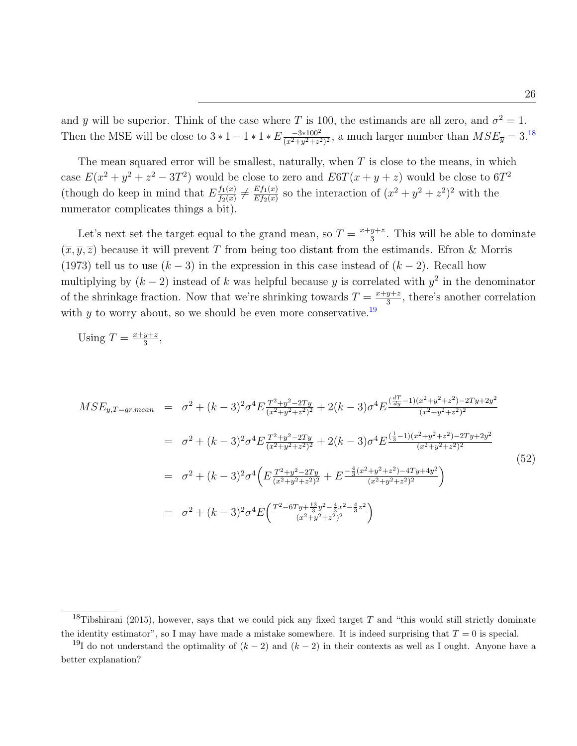and $\overline{y}$ will be superior. Think of the case where $T$ is 100, the estimands are all zero, and $\sigma^2 = 1$. Then the MSE will be close to $3 * 1 - 1 * 1 * E\frac{-3*100^2}{(x^2+y^2+z^2)^2}$, a much larger number than $MSE_{\overline{y}} = 3$.[18]

The mean squared error will be smallest, naturally, when $T$ is close to the means, in which case $E(x^2 + y^2 + z^2 - 3T^2)$ would be close to zero and $E6T(x + y + z)$ would be close to $6T^2$ (though do keep in mind that $E\frac{f_1(x)}{f_2(x)} \neq \frac{Ef_1(x)}{Ef_2(x)}$ so the interaction of $(x^2 + y^2 + z^2)^2$ with the numerator complicates things a bit).

Let's next set the target equal to the grand mean, so $T = \frac{x+y+z}{3}$. This will be able to dominate $(\overline{x}, \overline{y}, \overline{z})$ because it will prevent $T$ from being too distant from the estimands. Efron & Morris (1973) tell us to use $(k-3)$ in the expression in this case instead of $(k-2)$. Recall how multiplying by $(k-2)$ instead of $k$ was helpful because $y$ is correlated with $y^2$ in the denominator of the shrinkage fraction. Now that we're shrinking towards $T = \frac{x+y+z}{3}$, there's another correlation with $y$ to worry about, so we should be even more conservative.[19]

Using $T = \frac{x+y+z}{3}$,

$$
\begin{aligned}
MSE_{y,T=gr.mean} &= \sigma^2 + (k-3)^2\sigma^4 E\frac{T^2+y^2-2Ty}{(x^2+y^2+z^2)^2} + 2(k-3)\sigma^4 E\frac{(\frac{dT}{dy}-1)(x^2+y^2+z^2)-2Ty+2y^2}{(x^2+y^2+z^2)^2} \\
&= \sigma^2 + (k-3)^2\sigma^4 E\frac{T^2+y^2-2Ty}{(x^2+y^2+z^2)^2} + 2(k-3)\sigma^4 E\frac{(\frac{1}{3}-1)(x^2+y^2+z^2)-2Ty+2y^2}{(x^2+y^2+z^2)^2} \\
&= \sigma^2 + (k-3)^2\sigma^4 \Big( E\frac{T^2+y^2-2Ty}{(x^2+y^2+z^2)^2} + E\frac{-\frac{4}{3}(x^2+y^2+z^2)-4Ty+4y^2}{(x^2+y^2+z^2)^2} \Big) \\
&= \sigma^2 + (k-3)^2\sigma^4 E\Big( \frac{T^2-6Ty+\frac{13}{3}y^2-\frac{4}{3}x^2-\frac{4}{3}z^2}{(x^2+y^2+z^2)^2} \Big)
\end{aligned}
\tag{52}
$$

[18] Tibshirani (2015), however, says that we could pick any fixed target $T$ and "this would still strictly dominate the identity estimator", so I may have made a mistake somewhere. It is indeed surprising that $T = 0$ is special.

[19] I do not understand the optimality of $(k-2)$ and $(k-2)$ in their contexts as well as I ought. Anyone have a better explanation?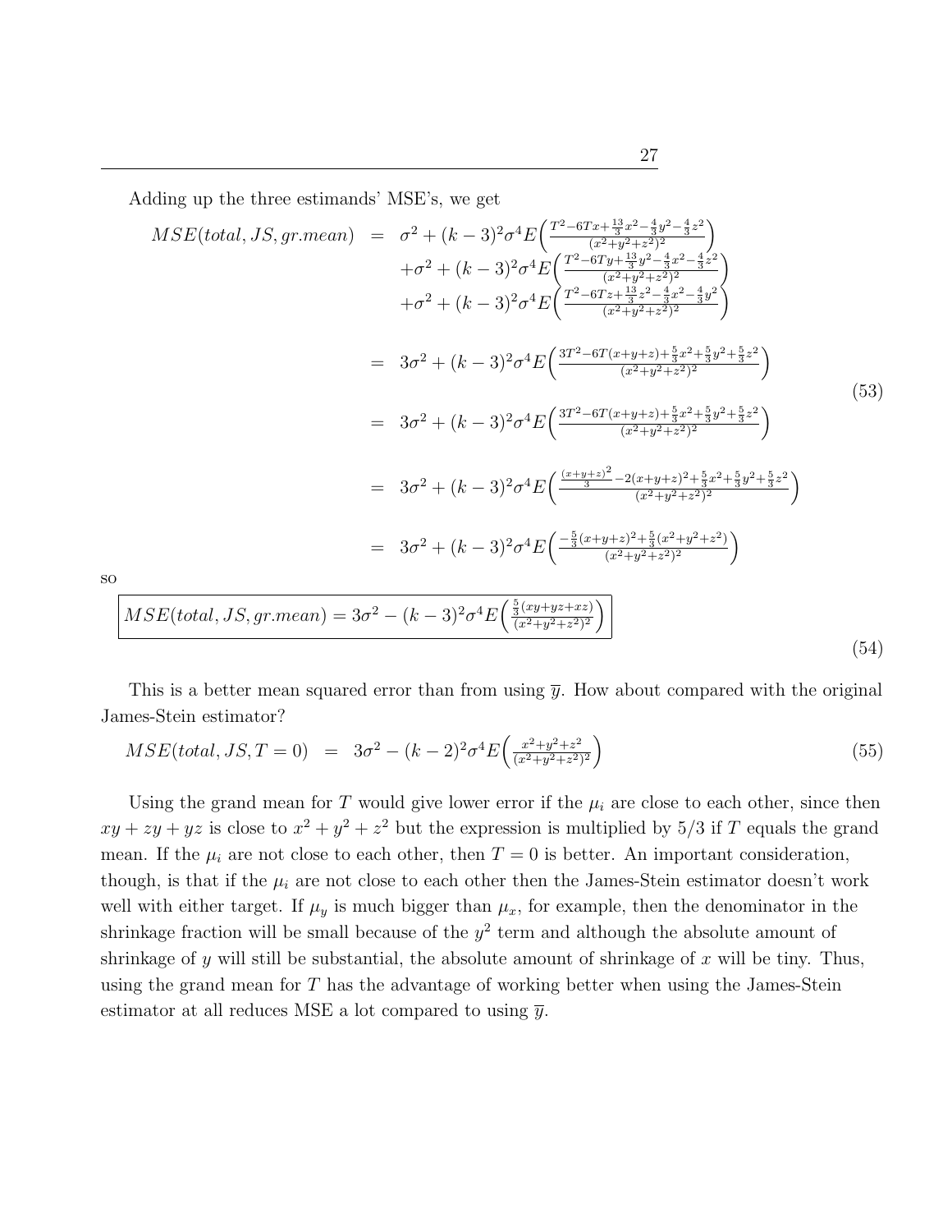Adding up the three estimands' MSE's, we get

$$
\begin{aligned}
MSE(total, JS, gr.mean) &= \sigma^2 + (k-3)^2\sigma^4 E\Big(\tfrac{T^2 - 6Tx + \frac{13}{3}x^2 - \frac{4}{3}y^2 - \frac{4}{3}z^2}{(x^2+y^2+z^2)^2}\Big) \\
&\quad + \sigma^2 + (k-3)^2\sigma^4 E\Big(\tfrac{T^2 - 6Ty + \frac{13}{3}y^2 - \frac{4}{3}x^2 - \frac{4}{3}z^2}{(x^2+y^2+z^2)^2}\Big) \\
&\quad + \sigma^2 + (k-3)^2\sigma^4 E\Big(\tfrac{T^2 - 6Tz + \frac{13}{3}z^2 - \frac{4}{3}x^2 - \frac{4}{3}y^2}{(x^2+y^2+z^2)^2}\Big) \\
&= 3\sigma^2 + (k-3)^2\sigma^4 E\Big(\tfrac{3T^2 - 6T(x+y+z) + \frac{5}{3}x^2 + \frac{5}{3}y^2 + \frac{5}{3}z^2}{(x^2+y^2+z^2)^2}\Big) \\
&= 3\sigma^2 + (k-3)^2\sigma^4 E\Big(\tfrac{3T^2 - 6T(x+y+z) + \frac{5}{3}x^2 + \frac{5}{3}y^2 + \frac{5}{3}z^2}{(x^2+y^2+z^2)^2}\Big) \\
&= 3\sigma^2 + (k-3)^2\sigma^4 E\Big(\tfrac{\frac{(x+y+z)^2}{3} - 2(x+y+z)^2 + \frac{5}{3}x^2 + \frac{5}{3}y^2 + \frac{5}{3}z^2}{(x^2+y^2+z^2)^2}\Big) \\
&= 3\sigma^2 + (k-3)^2\sigma^4 E\Big(\tfrac{-\frac{5}{3}(x+y+z)^2 + \frac{5}{3}(x^2+y^2+z^2)}{(x^2+y^2+z^2)^2}\Big)
\end{aligned}
\tag{53}
$$

so

$$
\boxed{MSE(total, JS, gr.mean) = 3\sigma^2 - (k-3)^2\sigma^4 E\Big(\tfrac{\frac{5}{3}(xy+yz+xz)}{(x^2+y^2+z^2)^2}\Big)}
\tag{54}
$$

This is a better mean squared error than from using $\overline{y}$. How about compared with the original James-Stein estimator?

$$
MSE(total, JS, T=0) \;=\; 3\sigma^2 - (k-2)^2\sigma^4 E\Big(\tfrac{x^2+y^2+z^2}{(x^2+y^2+z^2)^2}\Big)
\tag{55}
$$

Using the grand mean for $T$ would give lower error if the $\mu_i$ are close to each other, since then $xy + zy + yz$ is close to $x^2 + y^2 + z^2$ but the expression is multiplied by $5/3$ if $T$ equals the grand mean. If the $\mu_i$ are not close to each other, then $T = 0$ is better. An important consideration, though, is that if the $\mu_i$ are not close to each other then the James-Stein estimator doesn't work well with either target. If $\mu_y$ is much bigger than $\mu_x$, for example, then the denominator in the shrinkage fraction will be small because of the $y^2$ term and although the absolute amount of shrinkage of $y$ will still be substantial, the absolute amount of shrinkage of $x$ will be tiny. Thus, using the grand mean for $T$ has the advantage of working better when using the James-Stein estimator at all reduces MSE a lot compared to using $\overline{y}$.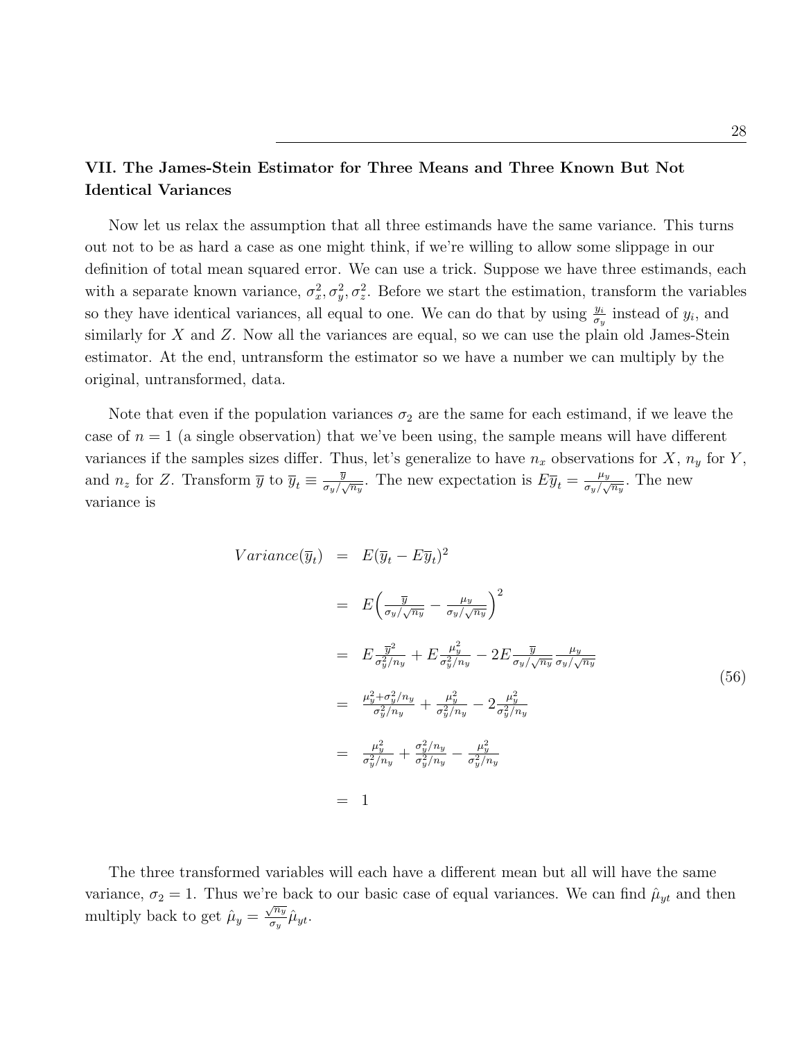## VII. The James-Stein Estimator for Three Means and Three Known But Not Identical Variances

Now let us relax the assumption that all three estimands have the same variance. This turns out not to be as hard a case as one might think, if we're willing to allow some slippage in our definition of total mean squared error. We can use a trick. Suppose we have three estimands, each with a separate known variance, $\sigma_x^2, \sigma_y^2, \sigma_z^2$. Before we start the estimation, transform the variables so they have identical variances, all equal to one. We can do that by using $\frac{y_i}{\sigma_y}$ instead of $y_i$, and similarly for $X$ and $Z$. Now all the variances are equal, so we can use the plain old James-Stein estimator. At the end, untransform the estimator so we have a number we can multiply by the original, untransformed, data.

Note that even if the population variances $\sigma_2$ are the same for each estimand, if we leave the case of $n = 1$ (a single observation) that we've been using, the sample means will have different variances if the samples sizes differ. Thus, let's generalize to have $n_x$ observations for $X$, $n_y$ for $Y$, and $n_z$ for $Z$. Transform $\overline{y}$ to $\overline{y}_t \equiv \frac{\overline{y}}{\sigma_y/\sqrt{n_y}}$. The new expectation is $E\overline{y}_t = \frac{\mu_y}{\sigma_y/\sqrt{n_y}}$. The new variance is

$$
\begin{aligned}
Variance(\overline{y}_t) &= E(\overline{y}_t - E\overline{y}_t)^2 \\
&= E\Big(\frac{\overline{y}}{\sigma_y/\sqrt{n_y}} - \frac{\mu_y}{\sigma_y/\sqrt{n_y}}\Big)^2 \\
&= E\frac{\overline{y}^2}{\sigma_y^2/n_y} + E\frac{\mu_y^2}{\sigma_y^2/n_y} - 2E\frac{\overline{y}}{\sigma_y/\sqrt{n_y}}\frac{\mu_y}{\sigma_y/\sqrt{n_y}} \\
&= \frac{\mu_y^2 + \sigma_y^2/n_y}{\sigma_y^2/n_y} + \frac{\mu_y^2}{\sigma_y^2/n_y} - 2\frac{\mu_y^2}{\sigma_y^2/n_y} \\
&= \frac{\mu_y^2}{\sigma_y^2/n_y} + \frac{\sigma_y^2/n_y}{\sigma_y^2/n_y} - \frac{\mu_y^2}{\sigma_y^2/n_y} \\
&= 1
\end{aligned}
\tag{56}
$$

The three transformed variables will each have a different mean but all will have the same variance, $\sigma_2 = 1$. Thus we're back to our basic case of equal variances. We can find $\hat{\mu}_{yt}$ and then multiply back to get $\hat{\mu}_y = \frac{\sqrt{n_y}}{\sigma_y}\hat{\mu}_{yt}$.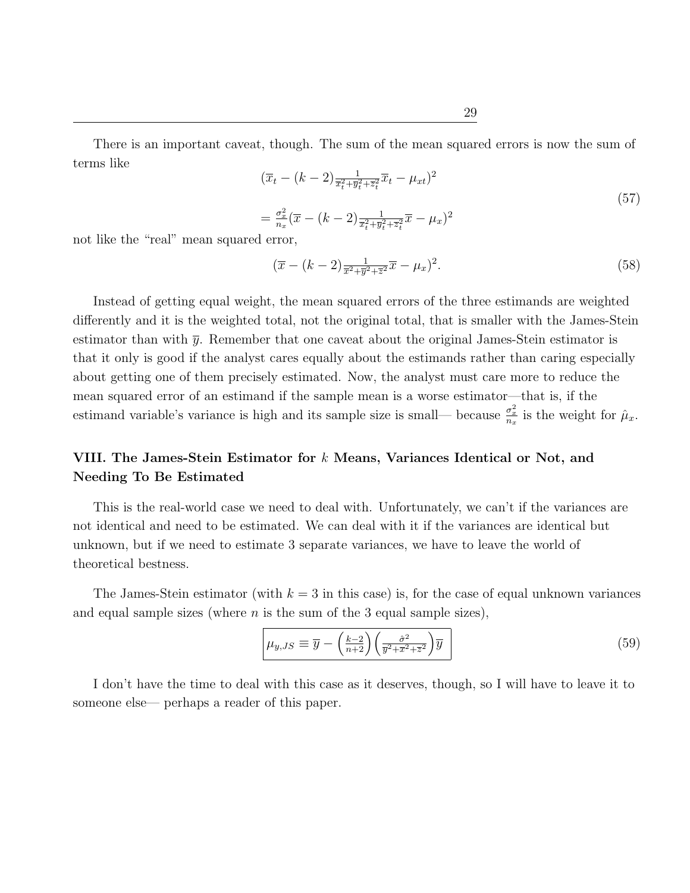There is an important caveat, though. The sum of the mean squared errors is now the sum of terms like

$$
\begin{aligned}
&(\overline{x}_t - (k-2)\tfrac{1}{\overline{x}_t^2+\overline{y}_t^2+\overline{z}_t^2}\overline{x}_t - \mu_{xt})^2 \\
&= \tfrac{\sigma_x^2}{n_x}(\overline{x} - (k-2)\tfrac{1}{\overline{x}_t^2+\overline{y}_t^2+\overline{z}_t^2}\overline{x} - \mu_x)^2
\end{aligned}
\tag{57}
$$

not like the "real" mean squared error,

$$
(\overline{x} - (k-2)\tfrac{1}{\overline{x}^2+\overline{y}^2+\overline{z}^2}\overline{x} - \mu_x)^2. \tag{58}
$$

Instead of getting equal weight, the mean squared errors of the three estimands are weighted differently and it is the weighted total, not the original total, that is smaller with the James-Stein estimator than with $\overline{y}$. Remember that one caveat about the original James-Stein estimator is that it only is good if the analyst cares equally about the estimands rather than caring especially about getting one of them precisely estimated. Now, the analyst must care more to reduce the mean squared error of an estimand if the sample mean is a worse estimator—that is, if the estimand variable's variance is high and its sample size is small— because $\frac{\sigma_x^2}{n_x}$ is the weight for $\hat{\mu}_x$.

## VIII. The James-Stein Estimator for $k$ Means, Variances Identical or Not, and Needing To Be Estimated

This is the real-world case we need to deal with. Unfortunately, we can't if the variances are not identical and need to be estimated. We can deal with it if the variances are identical but unknown, but if we need to estimate 3 separate variances, we have to leave the world of theoretical bestness.

The James-Stein estimator (with $k = 3$ in this case) is, for the case of equal unknown variances and equal sample sizes (where $n$ is the sum of the 3 equal sample sizes),

$$
\boxed{\mu_{y,JS} \equiv \overline{y} - \left(\tfrac{k-2}{n+2}\right)\left(\tfrac{\hat{\sigma}^2}{\overline{y}^2+\overline{x}^2+\overline{z}^2}\right)\overline{y}} \tag{59}
$$

I don't have the time to deal with this case as it deserves, though, so I will have to leave it to someone else— perhaps a reader of this paper.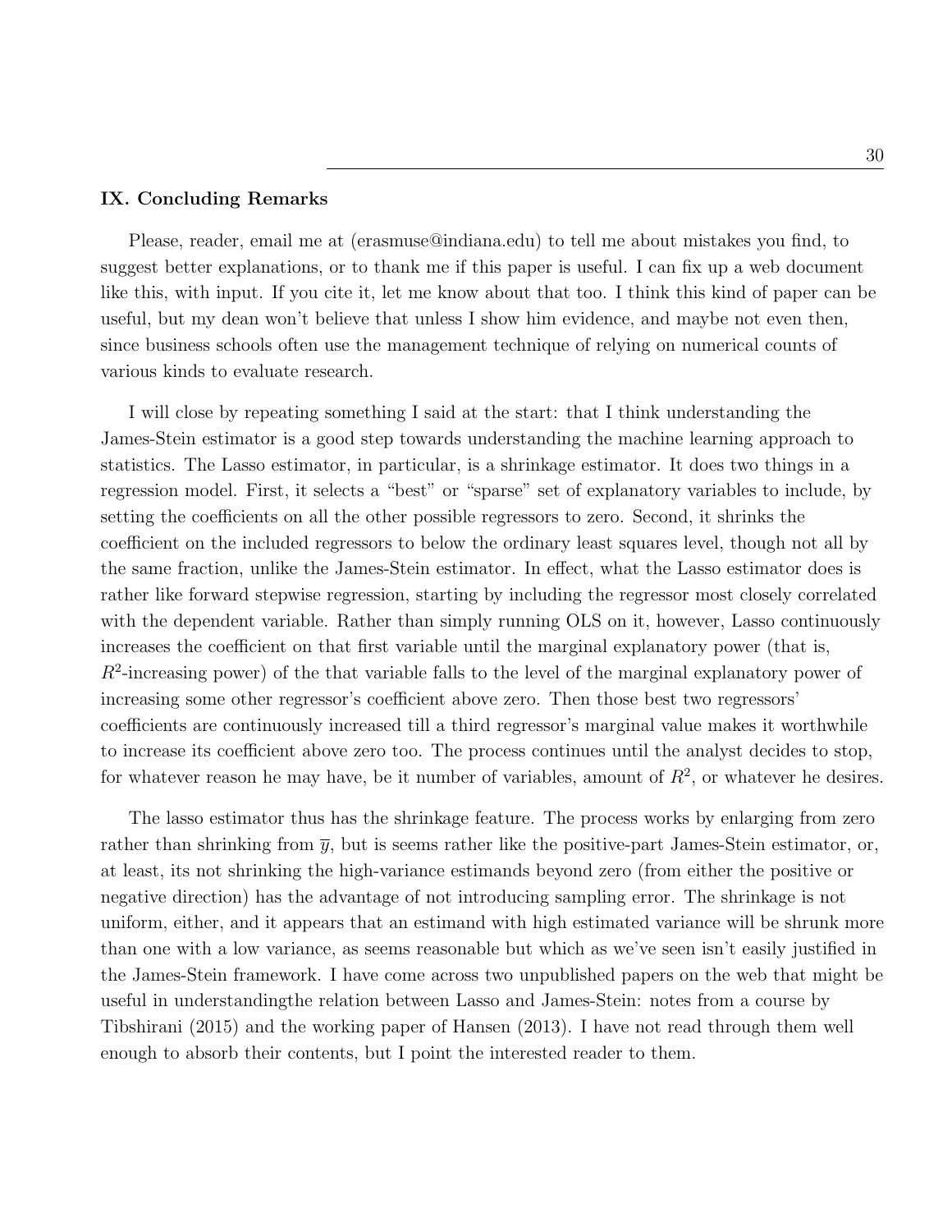## IX. Concluding Remarks

Please, reader, email me at (erasmuse@indiana.edu) to tell me about mistakes you find, to suggest better explanations, or to thank me if this paper is useful. I can fix up a web document like this, with input. If you cite it, let me know about that too. I think this kind of paper can be useful, but my dean won't believe that unless I show him evidence, and maybe not even then, since business schools often use the management technique of relying on numerical counts of various kinds to evaluate research.

I will close by repeating something I said at the start: that I think understanding the James-Stein estimator is a good step towards understanding the machine learning approach to statistics. The Lasso estimator, in particular, is a shrinkage estimator. It does two things in a regression model. First, it selects a "best" or "sparse" set of explanatory variables to include, by setting the coefficients on all the other possible regressors to zero. Second, it shrinks the coefficient on the included regressors to below the ordinary least squares level, though not all by the same fraction, unlike the James-Stein estimator. In effect, what the Lasso estimator does is rather like forward stepwise regression, starting by including the regressor most closely correlated with the dependent variable. Rather than simply running OLS on it, however, Lasso continuously increases the coefficient on that first variable until the marginal explanatory power (that is, $R^2$-increasing power) of the that variable falls to the level of the marginal explanatory power of increasing some other regressor's coefficient above zero. Then those best two regressors' coefficients are continuously increased till a third regressor's marginal value makes it worthwhile to increase its coefficient above zero too. The process continues until the analyst decides to stop, for whatever reason he may have, be it number of variables, amount of $R^2$, or whatever he desires.

The lasso estimator thus has the shrinkage feature. The process works by enlarging from zero rather than shrinking from $\overline{y}$, but is seems rather like the positive-part James-Stein estimator, or, at least, its not shrinking the high-variance estimands beyond zero (from either the positive or negative direction) has the advantage of not introducing sampling error. The shrinkage is not uniform, either, and it appears that an estimand with high estimated variance will be shrunk more than one with a low variance, as seems reasonable but which as we've seen isn't easily justified in the James-Stein framework. I have come across two unpublished papers on the web that might be useful in understandingthe relation between Lasso and James-Stein: notes from a course by Tibshirani (2015) and the working paper of Hansen (2013). I have not read through them well enough to absorb their contents, but I point the interested reader to them.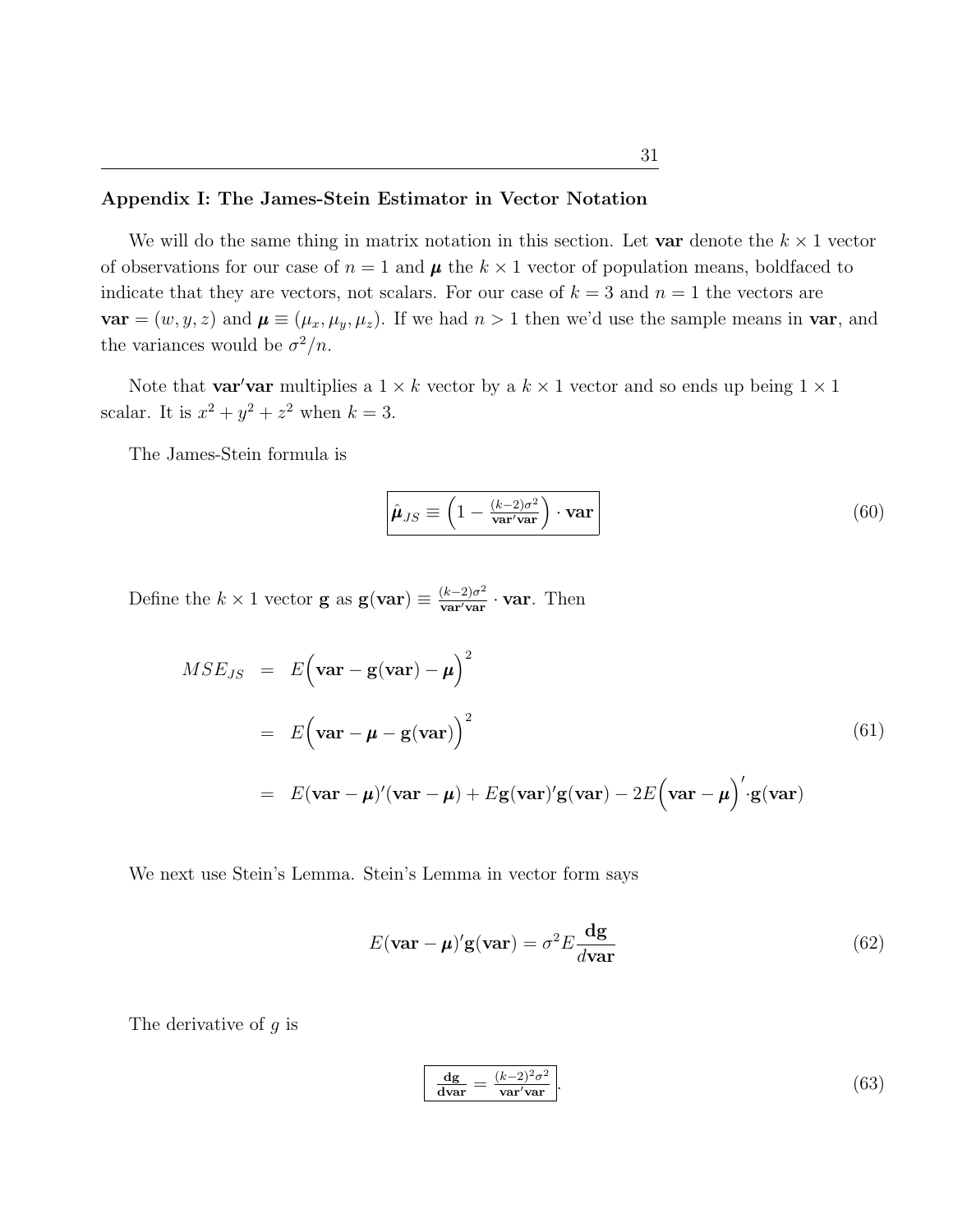### Appendix I: The James-Stein Estimator in Vector Notation

We will do the same thing in matrix notation in this section. Let **var** denote the $k \times 1$ vector of observations for our case of $n = 1$ and $\boldsymbol{\mu}$ the $k \times 1$ vector of population means, boldfaced to indicate that they are vectors, not scalars. For our case of $k = 3$ and $n = 1$ the vectors are $\mathbf{var} = (w, y, z)$ and $\boldsymbol{\mu} \equiv (\mu_x, \mu_y, \mu_z)$. If we had $n > 1$ then we'd use the sample means in **var**, and the variances would be $\sigma^2/n$.

Note that $\mathbf{var'var}$ multiplies a $1 \times k$ vector by a $k \times 1$ vector and so ends up being $1 \times 1$ scalar. It is $x^2 + y^2 + z^2$ when $k = 3$.

The James-Stein formula is

$$\boxed{\hat{\boldsymbol{\mu}}_{JS} \equiv \left(1 - \frac{(k-2)\sigma^2}{\mathbf{var'var}}\right) \cdot \mathbf{var}} \tag{60}$$

Define the $k \times 1$ vector $\mathbf{g}$ as $\mathbf{g}(\mathbf{var}) \equiv \frac{(k-2)\sigma^2}{\mathbf{var'var}} \cdot \mathbf{var}$. Then

$$\begin{aligned}
MSE_{JS} &= E\Big(\mathbf{var} - \mathbf{g}(\mathbf{var}) - \boldsymbol{\mu}\Big)^2 \\
&= E\Big(\mathbf{var} - \boldsymbol{\mu} - \mathbf{g}(\mathbf{var})\Big)^2 \\
&= E(\mathbf{var} - \boldsymbol{\mu})'(\mathbf{var} - \boldsymbol{\mu}) + E\mathbf{g}(\mathbf{var})'\mathbf{g}(\mathbf{var}) - 2E\Big(\mathbf{var} - \boldsymbol{\mu}\Big)' \cdot \mathbf{g}(\mathbf{var})
\end{aligned} \tag{61}$$

We next use Stein's Lemma. Stein's Lemma in vector form says

$$E(\mathbf{var} - \boldsymbol{\mu})'\mathbf{g}(\mathbf{var}) = \sigma^2 E\frac{\mathbf{dg}}{d\mathbf{var}} \tag{62}$$

The derivative of $g$ is

$$\boxed{\frac{\mathbf{dg}}{\mathbf{dvar}} = \frac{(k-2)^2\sigma^2}{\mathbf{var'var}}}. \tag{63}$$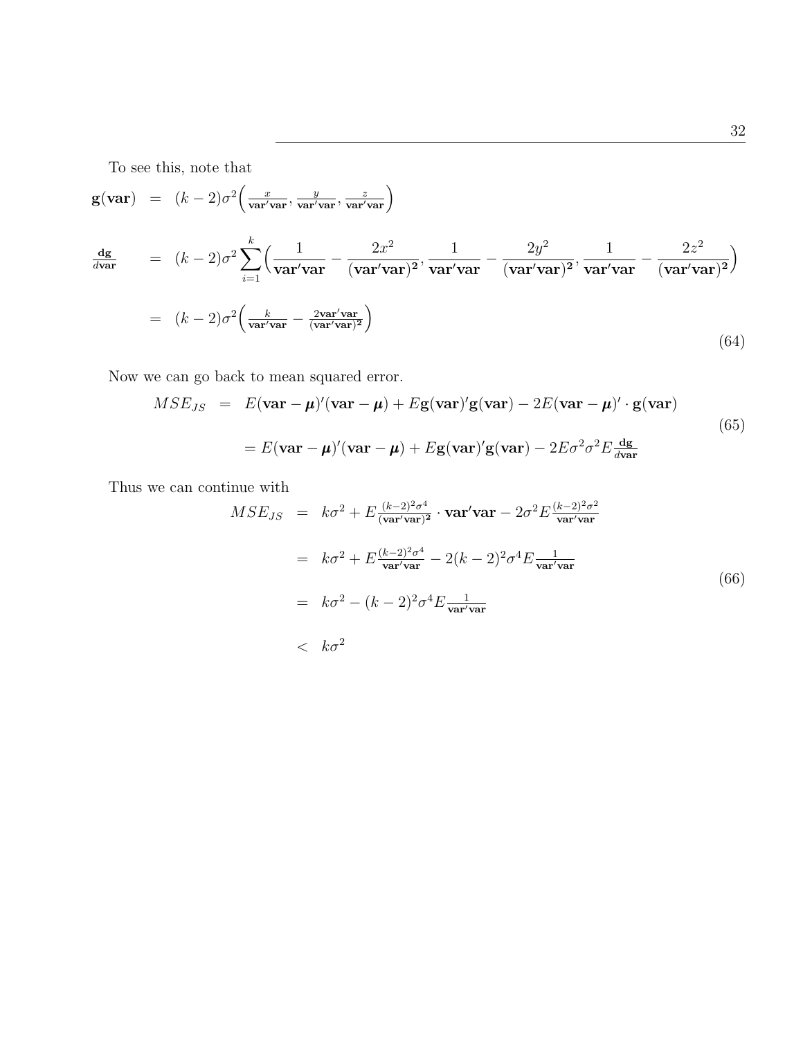To see this, note that

$$
\begin{aligned}
\mathbf{g}(\mathbf{var}) &= (k-2)\sigma^2\Big(\tfrac{x}{\mathbf{var}'\mathbf{var}}, \tfrac{y}{\mathbf{var}'\mathbf{var}}, \tfrac{z}{\mathbf{var}'\mathbf{var}}\Big) \\
\tfrac{\mathbf{dg}}{d\mathbf{var}} &= (k-2)\sigma^2 \sum_{i=1}^{k}\Big(\frac{1}{\mathbf{var}'\mathbf{var}} - \frac{2x^2}{(\mathbf{var}'\mathbf{var})^{\mathbf{2}}}, \frac{1}{\mathbf{var}'\mathbf{var}} - \frac{2y^2}{(\mathbf{var}'\mathbf{var})^{\mathbf{2}}}, \frac{1}{\mathbf{var}'\mathbf{var}} - \frac{2z^2}{(\mathbf{var}'\mathbf{var})^{\mathbf{2}}}\Big) \\
&= (k-2)\sigma^2\Big(\tfrac{k}{\mathbf{var}'\mathbf{var}} - \tfrac{2\mathbf{var}'\mathbf{var}}{(\mathbf{var}'\mathbf{var})^{\mathbf{2}}}\Big)
\end{aligned}
\tag{64}
$$

Now we can go back to mean squared error.

$$
\begin{aligned}
MSE_{JS} &= E(\mathbf{var}-\boldsymbol{\mu})'(\mathbf{var}-\boldsymbol{\mu}) + E\mathbf{g}(\mathbf{var})'\mathbf{g}(\mathbf{var}) - 2E(\mathbf{var}-\boldsymbol{\mu})' \cdot \mathbf{g}(\mathbf{var}) \\
&= E(\mathbf{var}-\boldsymbol{\mu})'(\mathbf{var}-\boldsymbol{\mu}) + E\mathbf{g}(\mathbf{var})'\mathbf{g}(\mathbf{var}) - 2E\sigma^2\sigma^2 E\tfrac{\mathbf{dg}}{d\mathbf{var}}
\end{aligned}
\tag{65}
$$

Thus we can continue with

$$
\begin{aligned}
MSE_{JS} &= k\sigma^2 + E\tfrac{(k-2)^2\sigma^4}{(\mathbf{var}'\mathbf{var})^{\mathbf{2}}} \cdot \mathbf{var}'\mathbf{var} - 2\sigma^2 E\tfrac{(k-2)^2\sigma^2}{\mathbf{var}'\mathbf{var}} \\
&= k\sigma^2 + E\tfrac{(k-2)^2\sigma^4}{\mathbf{var}'\mathbf{var}} - 2(k-2)^2\sigma^4 E\tfrac{1}{\mathbf{var}'\mathbf{var}} \\
&= k\sigma^2 - (k-2)^2\sigma^4 E\tfrac{1}{\mathbf{var}'\mathbf{var}} \\
&< k\sigma^2
\end{aligned}
\tag{66}
$$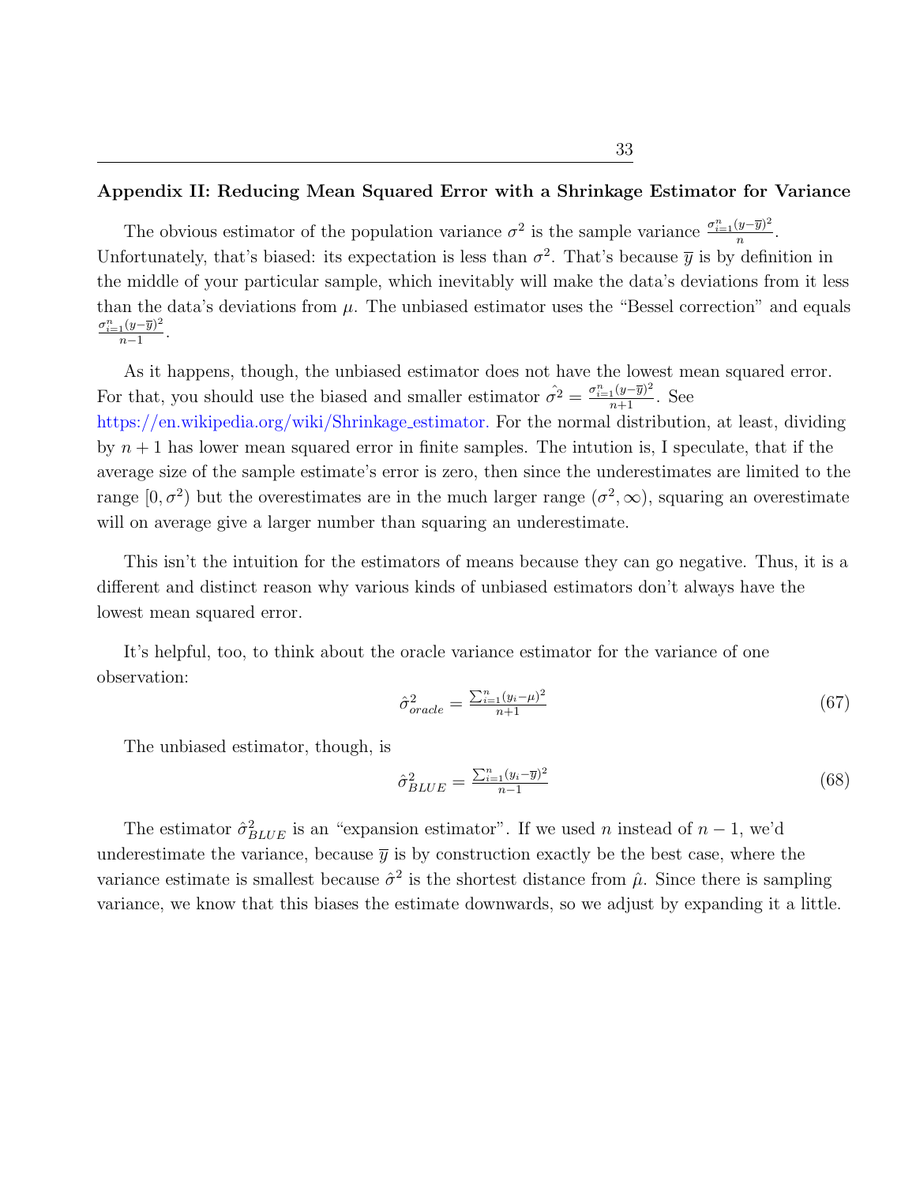## Appendix II: Reducing Mean Squared Error with a Shrinkage Estimator for Variance

The obvious estimator of the population variance $\sigma^2$ is the sample variance $\frac{\sigma_{i=1}^n (y-\overline{y})^2}{n}$. Unfortunately, that's biased: its expectation is less than $\sigma^2$. That's because $\overline{y}$ is by definition in the middle of your particular sample, which inevitably will make the data's deviations from it less than the data's deviations from $\mu$. The unbiased estimator uses the "Bessel correction" and equals $\frac{\sigma_{i=1}^n (y-\overline{y})^2}{n-1}$.

As it happens, though, the unbiased estimator does not have the lowest mean squared error. For that, you should use the biased and smaller estimator $\hat{\sigma^2} = \frac{\sigma_{i=1}^n (y-\overline{y})^2}{n+1}$. See https://en.wikipedia.org/wiki/Shrinkage_estimator. For the normal distribution, at least, dividing by $n+1$ has lower mean squared error in finite samples. The intution is, I speculate, that if the average size of the sample estimate's error is zero, then since the underestimates are limited to the range $[0, \sigma^2)$ but the overestimates are in the much larger range $(\sigma^2, \infty)$, squaring an overestimate will on average give a larger number than squaring an underestimate.

This isn't the intuition for the estimators of means because they can go negative. Thus, it is a different and distinct reason why various kinds of unbiased estimators don't always have the lowest mean squared error.

It's helpful, too, to think about the oracle variance estimator for the variance of one observation:

$$\hat{\sigma}^2_{oracle} = \frac{\sum_{i=1}^n (y_i - \mu)^2}{n+1} \tag{67}$$

The unbiased estimator, though, is

$$\hat{\sigma}^2_{BLUE} = \frac{\sum_{i=1}^n (y_i - \overline{y})^2}{n-1} \tag{68}$$

The estimator $\hat{\sigma}^2_{BLUE}$ is an "expansion estimator". If we used $n$ instead of $n-1$, we'd underestimate the variance, because $\overline{y}$ is by construction exactly be the best case, where the variance estimate is smallest because $\hat{\sigma}^2$ is the shortest distance from $\hat{\mu}$. Since there is sampling variance, we know that this biases the estimate downwards, so we adjust by expanding it a little.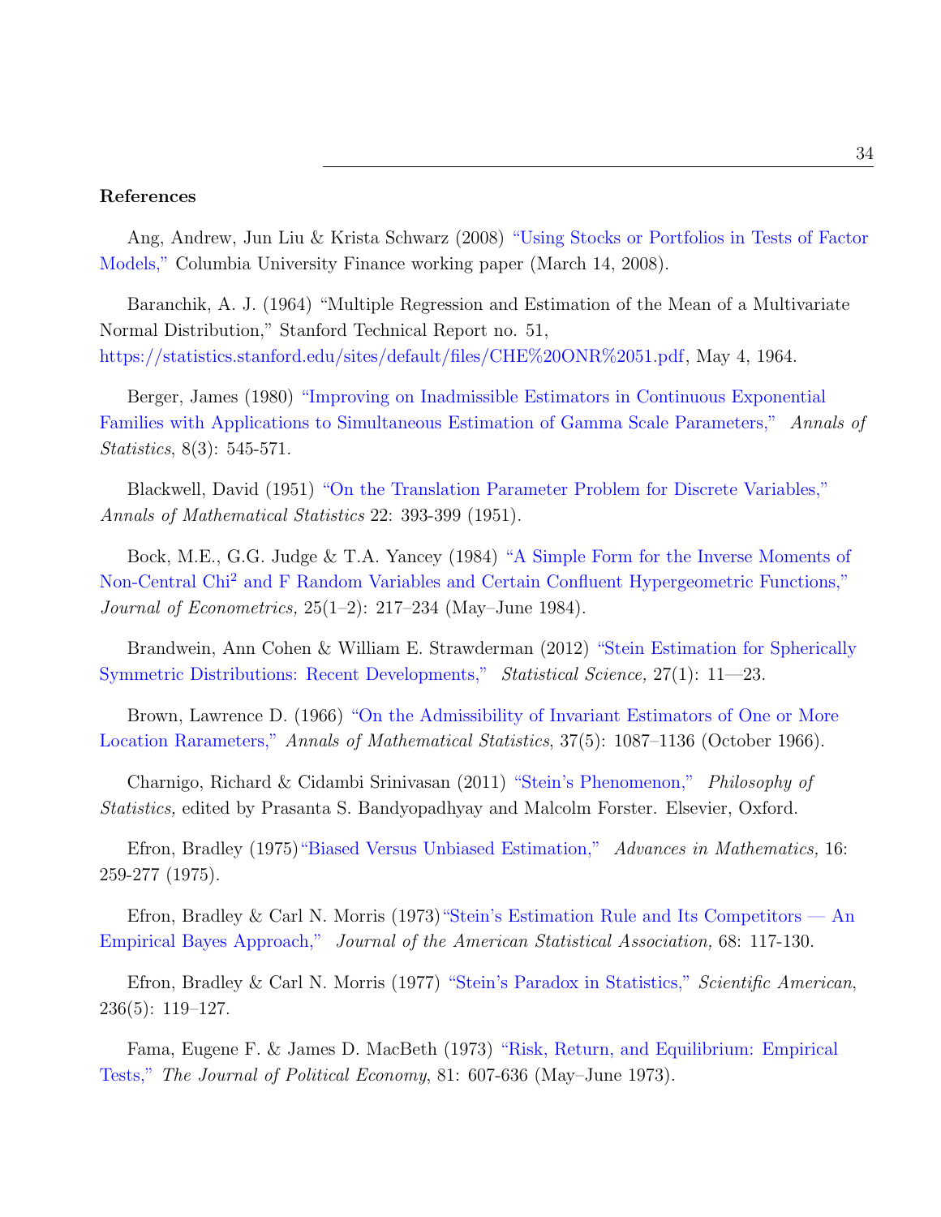## References

Ang, Andrew, Jun Liu & Krista Schwarz (2008) "Using Stocks or Portfolios in Tests of Factor Models," Columbia University Finance working paper (March 14, 2008).

Baranchik, A. J. (1964) "Multiple Regression and Estimation of the Mean of a Multivariate Normal Distribution," Stanford Technical Report no. 51, https://statistics.stanford.edu/sites/default/files/CHE%20ONR%2051.pdf, May 4, 1964.

Berger, James (1980) "Improving on Inadmissible Estimators in Continuous Exponential Families with Applications to Simultaneous Estimation of Gamma Scale Parameters," *Annals of Statistics*, 8(3): 545-571.

Blackwell, David (1951) "On the Translation Parameter Problem for Discrete Variables," *Annals of Mathematical Statistics* 22: 393-399 (1951).

Bock, M.E., G.G. Judge & T.A. Yancey (1984) "A Simple Form for the Inverse Moments of Non-Central Chi$^2$ and F Random Variables and Certain Confluent Hypergeometric Functions," *Journal of Econometrics,* 25(1–2): 217–234 (May–June 1984).

Brandwein, Ann Cohen & William E. Strawderman (2012) "Stein Estimation for Spherically Symmetric Distributions: Recent Developments," *Statistical Science,* 27(1): 11—23.

Brown, Lawrence D. (1966) "On the Admissibility of Invariant Estimators of One or More Location Rarameters," *Annals of Mathematical Statistics*, 37(5): 1087–1136 (October 1966).

Charnigo, Richard & Cidambi Srinivasan (2011) "Stein's Phenomenon," *Philosophy of Statistics,* edited by Prasanta S. Bandyopadhyay and Malcolm Forster. Elsevier, Oxford.

Efron, Bradley (1975)"Biased Versus Unbiased Estimation," *Advances in Mathematics,* 16: 259-277 (1975).

Efron, Bradley & Carl N. Morris (1973)"Stein's Estimation Rule and Its Competitors — An Empirical Bayes Approach," *Journal of the American Statistical Association,* 68: 117-130.

Efron, Bradley & Carl N. Morris (1977) "Stein's Paradox in Statistics," *Scientific American*, 236(5): 119–127.

Fama, Eugene F. & James D. MacBeth (1973) "Risk, Return, and Equilibrium: Empirical Tests," *The Journal of Political Economy*, 81: 607-636 (May–June 1973).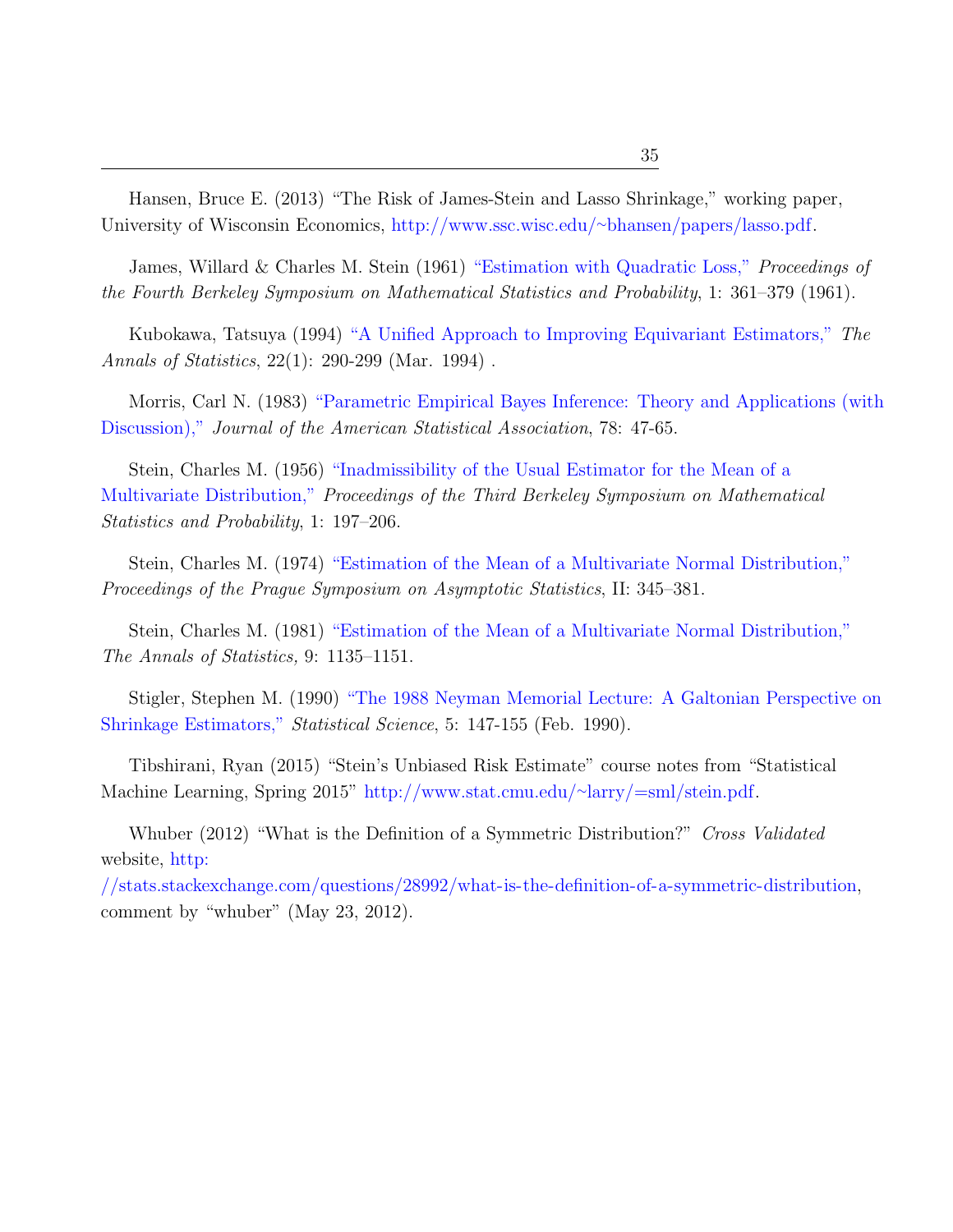Hansen, Bruce E. (2013) "The Risk of James-Stein and Lasso Shrinkage," working paper, University of Wisconsin Economics, http://www.ssc.wisc.edu/~bhansen/papers/lasso.pdf.

James, Willard & Charles M. Stein (1961) "Estimation with Quadratic Loss," *Proceedings of the Fourth Berkeley Symposium on Mathematical Statistics and Probability*, 1: 361–379 (1961).

Kubokawa, Tatsuya (1994) "A Unified Approach to Improving Equivariant Estimators," *The Annals of Statistics*, 22(1): 290-299 (Mar. 1994) .

Morris, Carl N. (1983) "Parametric Empirical Bayes Inference: Theory and Applications (with Discussion)," *Journal of the American Statistical Association*, 78: 47-65.

Stein, Charles M. (1956) "Inadmissibility of the Usual Estimator for the Mean of a Multivariate Distribution," *Proceedings of the Third Berkeley Symposium on Mathematical Statistics and Probability*, 1: 197–206.

Stein, Charles M. (1974) "Estimation of the Mean of a Multivariate Normal Distribution," *Proceedings of the Prague Symposium on Asymptotic Statistics*, II: 345–381.

Stein, Charles M. (1981) "Estimation of the Mean of a Multivariate Normal Distribution," *The Annals of Statistics,* 9: 1135–1151.

Stigler, Stephen M. (1990) "The 1988 Neyman Memorial Lecture: A Galtonian Perspective on Shrinkage Estimators," *Statistical Science*, 5: 147-155 (Feb. 1990).

Tibshirani, Ryan (2015) "Stein's Unbiased Risk Estimate" course notes from "Statistical Machine Learning, Spring 2015" http://www.stat.cmu.edu/~larry/=sml/stein.pdf.

Whuber (2012) "What is the Definition of a Symmetric Distribution?" *Cross Validated* website, http://stats.stackexchange.com/questions/28992/what-is-the-definition-of-a-symmetric-distribution, comment by "whuber" (May 23, 2012).